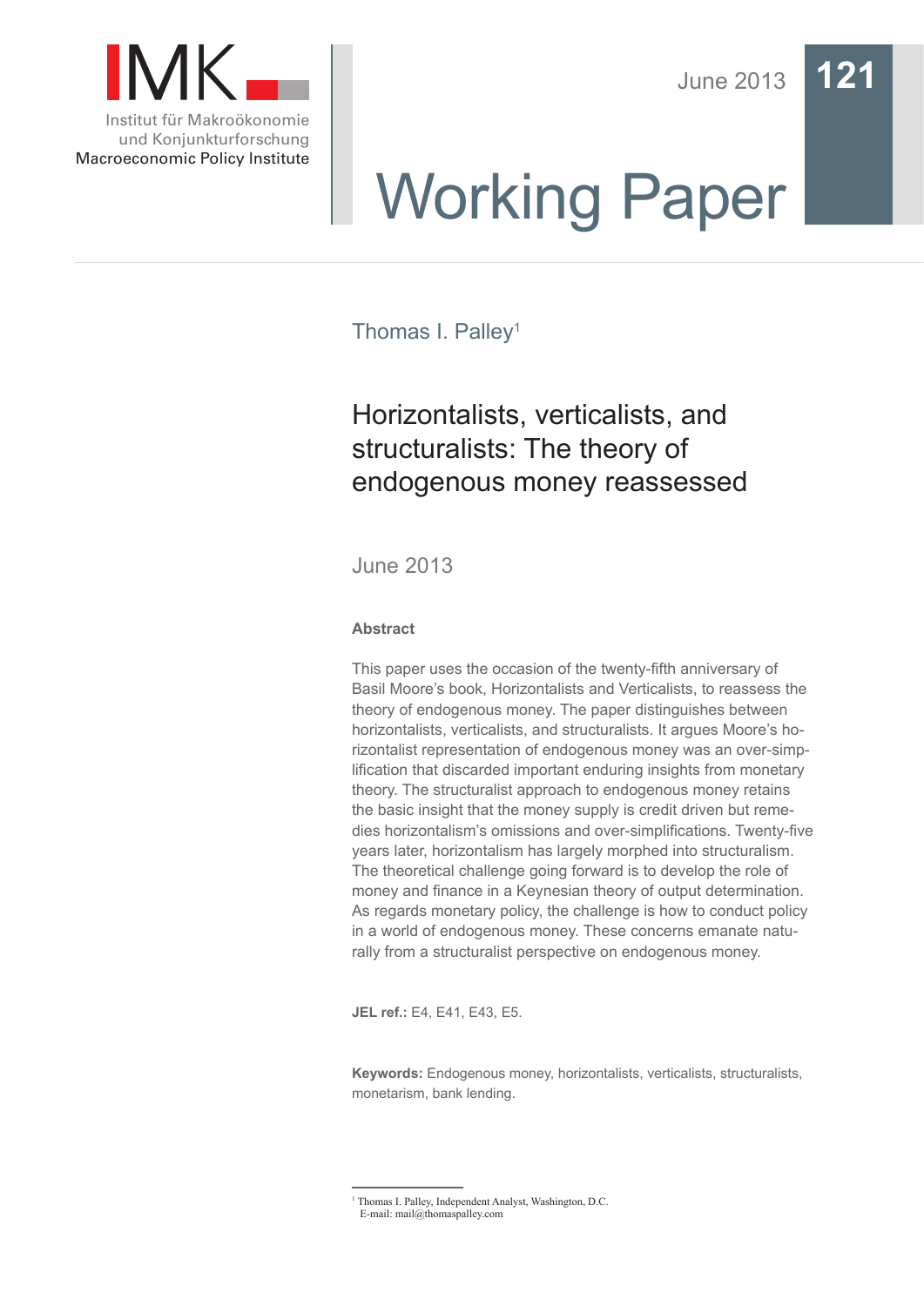IMK

Institut für Makroökonomie und Konjunkturforschung
Macroeconomic Policy Institute

June 2013

121

# Working Paper

Thomas I. Palley[1]

## Horizontalists, verticalists, and structuralists: The theory of endogenous money reassessed

June 2013

### Abstract

This paper uses the occasion of the twenty-fifth anniversary of Basil Moore's book, Horizontalists and Verticalists, to reassess the theory of endogenous money. The paper distinguishes between horizontalists, verticalists, and structuralists. It argues Moore's horizontalist representation of endogenous money was an over-simplification that discarded important enduring insights from monetary theory. The structuralist approach to endogenous money retains the basic insight that the money supply is credit driven but remedies horizontalism's omissions and over-simplifications. Twenty-five years later, horizontalism has largely morphed into structuralism. The theoretical challenge going forward is to develop the role of money and finance in a Keynesian theory of output determination. As regards monetary policy, the challenge is how to conduct policy in a world of endogenous money. These concerns emanate naturally from a structuralist perspective on endogenous money.

**JEL ref.:** E4, E41, E43, E5.

**Keywords:** Endogenous money, horizontalists, verticalists, structuralists, monetarism, bank lending.

---

[1] Thomas I. Palley, Independent Analyst, Washington, D.C.
E-mail: mail@thomaspalley.com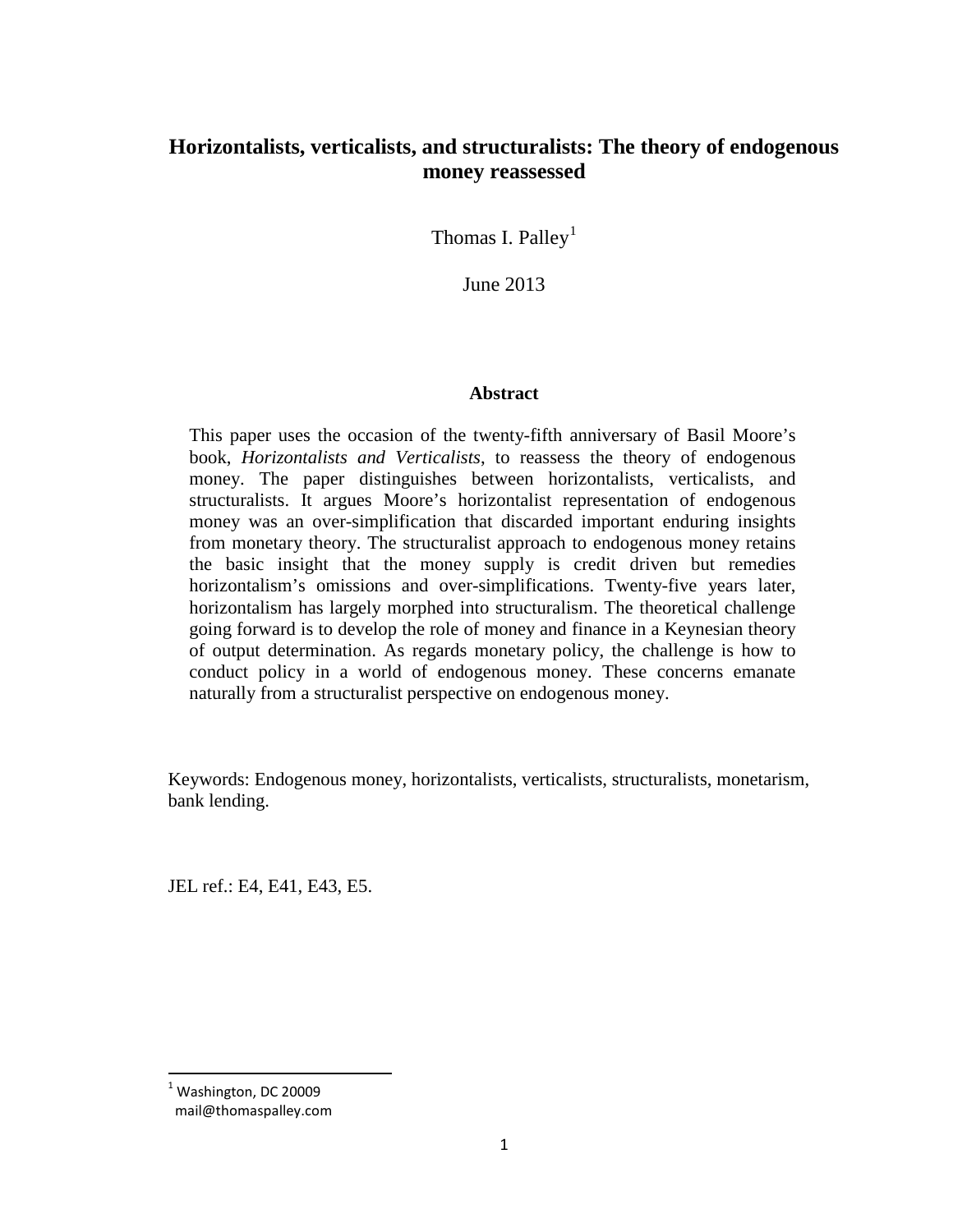# Horizontalists, verticalists, and structuralists: The theory of endogenous money reassessed

Thomas I. Palley[1]

June 2013

## Abstract

This paper uses the occasion of the twenty-fifth anniversary of Basil Moore's book, *Horizontalists and Verticalists*, to reassess the theory of endogenous money. The paper distinguishes between horizontalists, verticalists, and structuralists. It argues Moore's horizontalist representation of endogenous money was an over-simplification that discarded important enduring insights from monetary theory. The structuralist approach to endogenous money retains the basic insight that the money supply is credit driven but remedies horizontalism's omissions and over-simplifications. Twenty-five years later, horizontalism has largely morphed into structuralism. The theoretical challenge going forward is to develop the role of money and finance in a Keynesian theory of output determination. As regards monetary policy, the challenge is how to conduct policy in a world of endogenous money. These concerns emanate naturally from a structuralist perspective on endogenous money.

Keywords: Endogenous money, horizontalists, verticalists, structuralists, monetarism, bank lending.

JEL ref.: E4, E41, E43, E5.

[1] Washington, DC 20009
mail@thomaspalley.com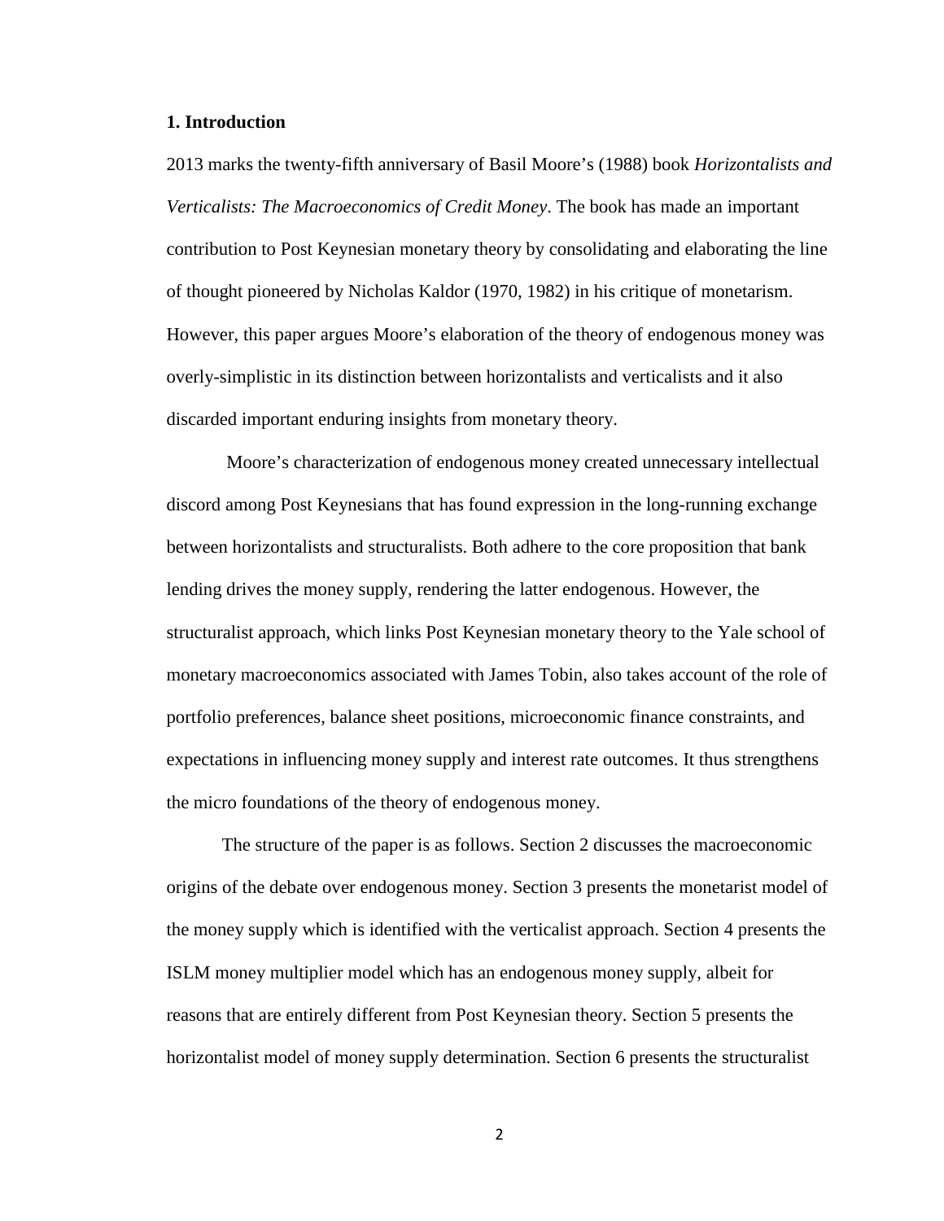## 1. Introduction

2013 marks the twenty-fifth anniversary of Basil Moore's (1988) book *Horizontalists and Verticalists: The Macroeconomics of Credit Money*. The book has made an important contribution to Post Keynesian monetary theory by consolidating and elaborating the line of thought pioneered by Nicholas Kaldor (1970, 1982) in his critique of monetarism. However, this paper argues Moore's elaboration of the theory of endogenous money was overly-simplistic in its distinction between horizontalists and verticalists and it also discarded important enduring insights from monetary theory.

Moore's characterization of endogenous money created unnecessary intellectual discord among Post Keynesians that has found expression in the long-running exchange between horizontalists and structuralists. Both adhere to the core proposition that bank lending drives the money supply, rendering the latter endogenous. However, the structuralist approach, which links Post Keynesian monetary theory to the Yale school of monetary macroeconomics associated with James Tobin, also takes account of the role of portfolio preferences, balance sheet positions, microeconomic finance constraints, and expectations in influencing money supply and interest rate outcomes. It thus strengthens the micro foundations of the theory of endogenous money.

The structure of the paper is as follows. Section 2 discusses the macroeconomic origins of the debate over endogenous money. Section 3 presents the monetarist model of the money supply which is identified with the verticalist approach. Section 4 presents the ISLM money multiplier model which has an endogenous money supply, albeit for reasons that are entirely different from Post Keynesian theory. Section 5 presents the horizontalist model of money supply determination. Section 6 presents the structuralist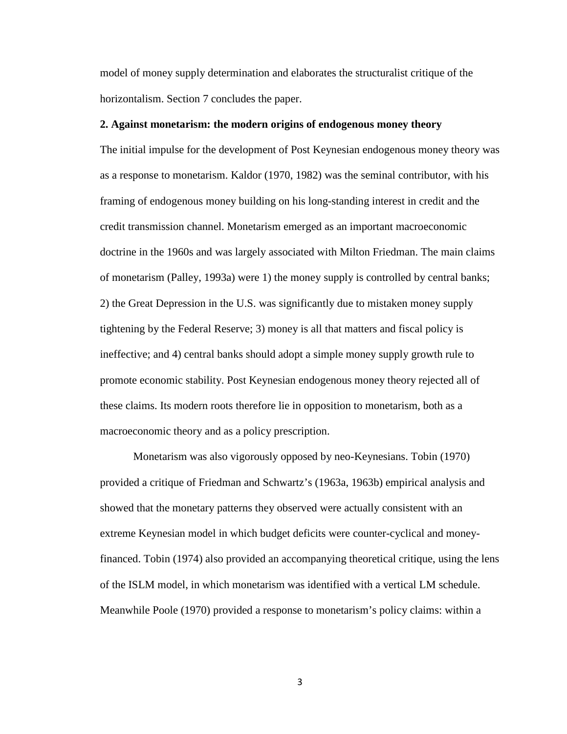model of money supply determination and elaborates the structuralist critique of the horizontalism. Section 7 concludes the paper.

## 2. Against monetarism: the modern origins of endogenous money theory

The initial impulse for the development of Post Keynesian endogenous money theory was as a response to monetarism. Kaldor (1970, 1982) was the seminal contributor, with his framing of endogenous money building on his long-standing interest in credit and the credit transmission channel. Monetarism emerged as an important macroeconomic doctrine in the 1960s and was largely associated with Milton Friedman. The main claims of monetarism (Palley, 1993a) were 1) the money supply is controlled by central banks; 2) the Great Depression in the U.S. was significantly due to mistaken money supply tightening by the Federal Reserve; 3) money is all that matters and fiscal policy is ineffective; and 4) central banks should adopt a simple money supply growth rule to promote economic stability. Post Keynesian endogenous money theory rejected all of these claims. Its modern roots therefore lie in opposition to monetarism, both as a macroeconomic theory and as a policy prescription.

Monetarism was also vigorously opposed by neo-Keynesians. Tobin (1970) provided a critique of Friedman and Schwartz's (1963a, 1963b) empirical analysis and showed that the monetary patterns they observed were actually consistent with an extreme Keynesian model in which budget deficits were counter-cyclical and money-financed. Tobin (1974) also provided an accompanying theoretical critique, using the lens of the ISLM model, in which monetarism was identified with a vertical LM schedule. Meanwhile Poole (1970) provided a response to monetarism's policy claims: within a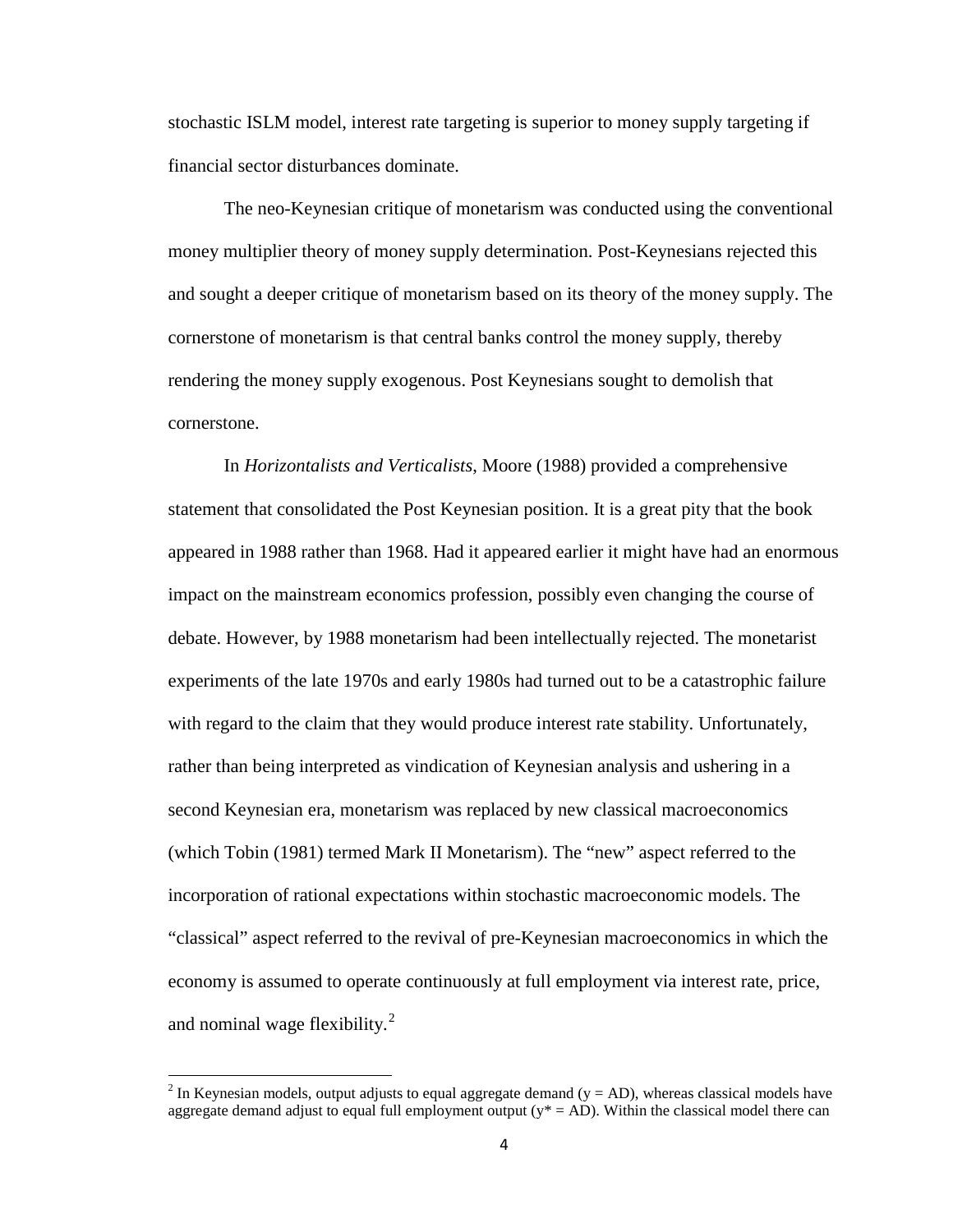stochastic ISLM model, interest rate targeting is superior to money supply targeting if financial sector disturbances dominate.

The neo-Keynesian critique of monetarism was conducted using the conventional money multiplier theory of money supply determination. Post-Keynesians rejected this and sought a deeper critique of monetarism based on its theory of the money supply. The cornerstone of monetarism is that central banks control the money supply, thereby rendering the money supply exogenous. Post Keynesians sought to demolish that cornerstone.

In *Horizontalists and Verticalists*, Moore (1988) provided a comprehensive statement that consolidated the Post Keynesian position. It is a great pity that the book appeared in 1988 rather than 1968. Had it appeared earlier it might have had an enormous impact on the mainstream economics profession, possibly even changing the course of debate. However, by 1988 monetarism had been intellectually rejected. The monetarist experiments of the late 1970s and early 1980s had turned out to be a catastrophic failure with regard to the claim that they would produce interest rate stability. Unfortunately, rather than being interpreted as vindication of Keynesian analysis and ushering in a second Keynesian era, monetarism was replaced by new classical macroeconomics (which Tobin (1981) termed Mark II Monetarism). The "new" aspect referred to the incorporation of rational expectations within stochastic macroeconomic models. The "classical" aspect referred to the revival of pre-Keynesian macroeconomics in which the economy is assumed to operate continuously at full employment via interest rate, price, and nominal wage flexibility.[2]

[2] In Keynesian models, output adjusts to equal aggregate demand ($y = AD$), whereas classical models have aggregate demand adjust to equal full employment output ($y^* = AD$). Within the classical model there can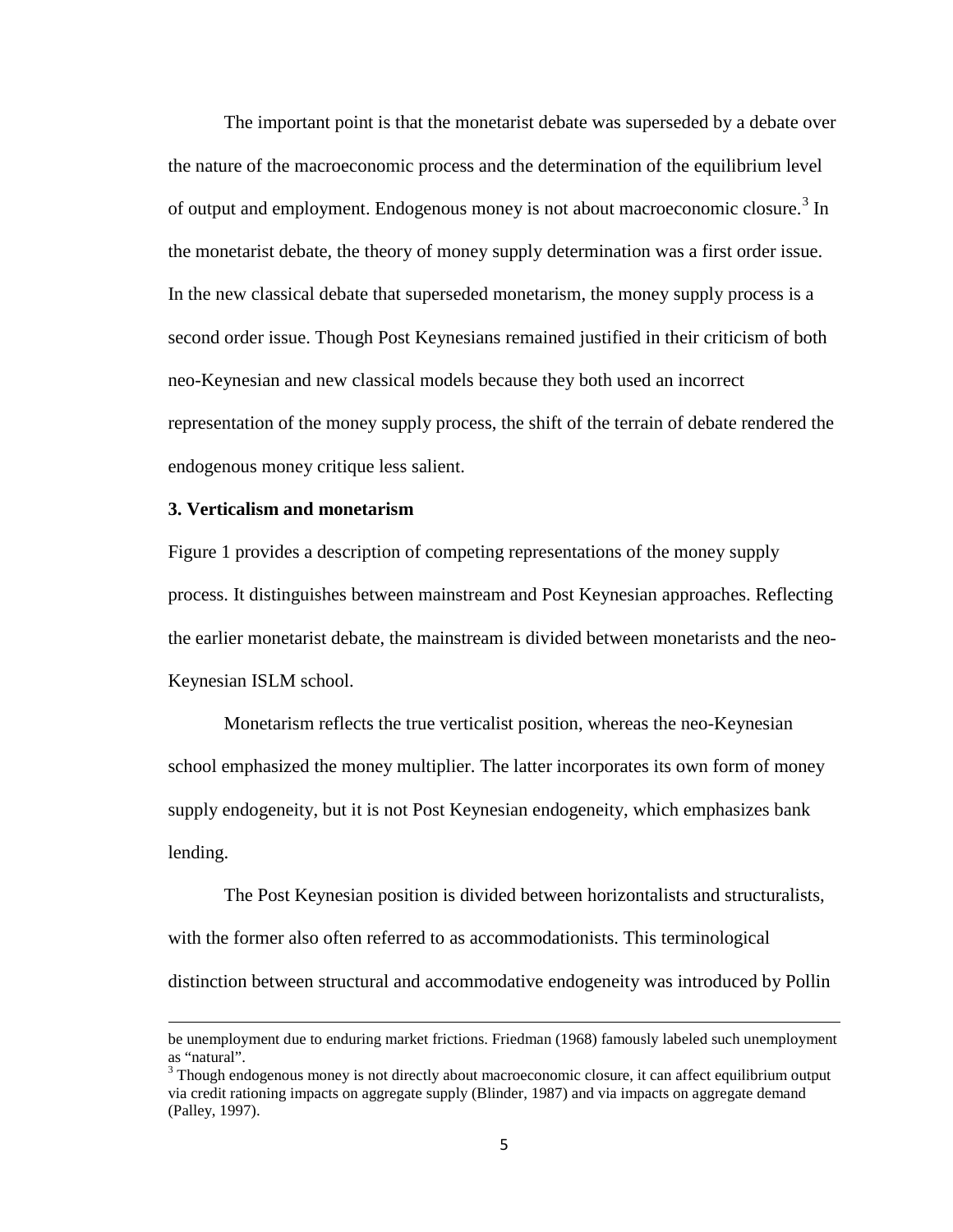The important point is that the monetarist debate was superseded by a debate over the nature of the macroeconomic process and the determination of the equilibrium level of output and employment. Endogenous money is not about macroeconomic closure.[3] In the monetarist debate, the theory of money supply determination was a first order issue. In the new classical debate that superseded monetarism, the money supply process is a second order issue. Though Post Keynesians remained justified in their criticism of both neo-Keynesian and new classical models because they both used an incorrect representation of the money supply process, the shift of the terrain of debate rendered the endogenous money critique less salient.

**3. Verticalism and monetarism**

Figure 1 provides a description of competing representations of the money supply process. It distinguishes between mainstream and Post Keynesian approaches. Reflecting the earlier monetarist debate, the mainstream is divided between monetarists and the neo-Keynesian ISLM school.

Monetarism reflects the true verticalist position, whereas the neo-Keynesian school emphasized the money multiplier. The latter incorporates its own form of money supply endogeneity, but it is not Post Keynesian endogeneity, which emphasizes bank lending.

The Post Keynesian position is divided between horizontalists and structuralists, with the former also often referred to as accommodationists. This terminological distinction between structural and accommodative endogeneity was introduced by Pollin

---

be unemployment due to enduring market frictions. Friedman (1968) famously labeled such unemployment as "natural".

[3] Though endogenous money is not directly about macroeconomic closure, it can affect equilibrium output via credit rationing impacts on aggregate supply (Blinder, 1987) and via impacts on aggregate demand (Palley, 1997).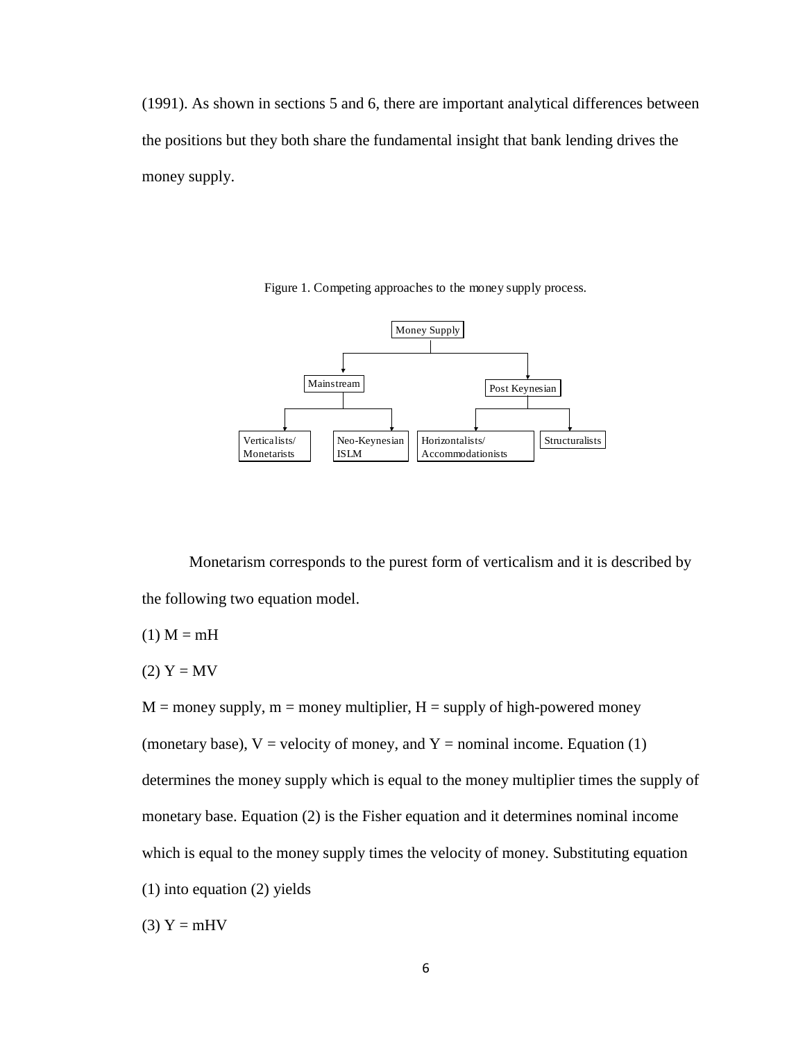(1991). As shown in sections 5 and 6, there are important analytical differences between the positions but they both share the fundamental insight that bank lending drives the money supply.

Figure 1. Competing approaches to the money supply process.

- Money Supply
  - Mainstream
    - Verticalists/ Monetarists
    - Neo-Keynesian ISLM
  - Post Keynesian
    - Horizontalists/ Accommodationists
    - Structuralists

Monetarism corresponds to the purest form of verticalism and it is described by the following two equation model.

(1) $M = mH$

(2) $Y = MV$

$M$ = money supply, $m$ = money multiplier, $H$ = supply of high-powered money (monetary base), $V$ = velocity of money, and $Y$ = nominal income. Equation (1) determines the money supply which is equal to the money multiplier times the supply of monetary base. Equation (2) is the Fisher equation and it determines nominal income which is equal to the money supply times the velocity of money. Substituting equation (1) into equation (2) yields

(3) $Y = mHV$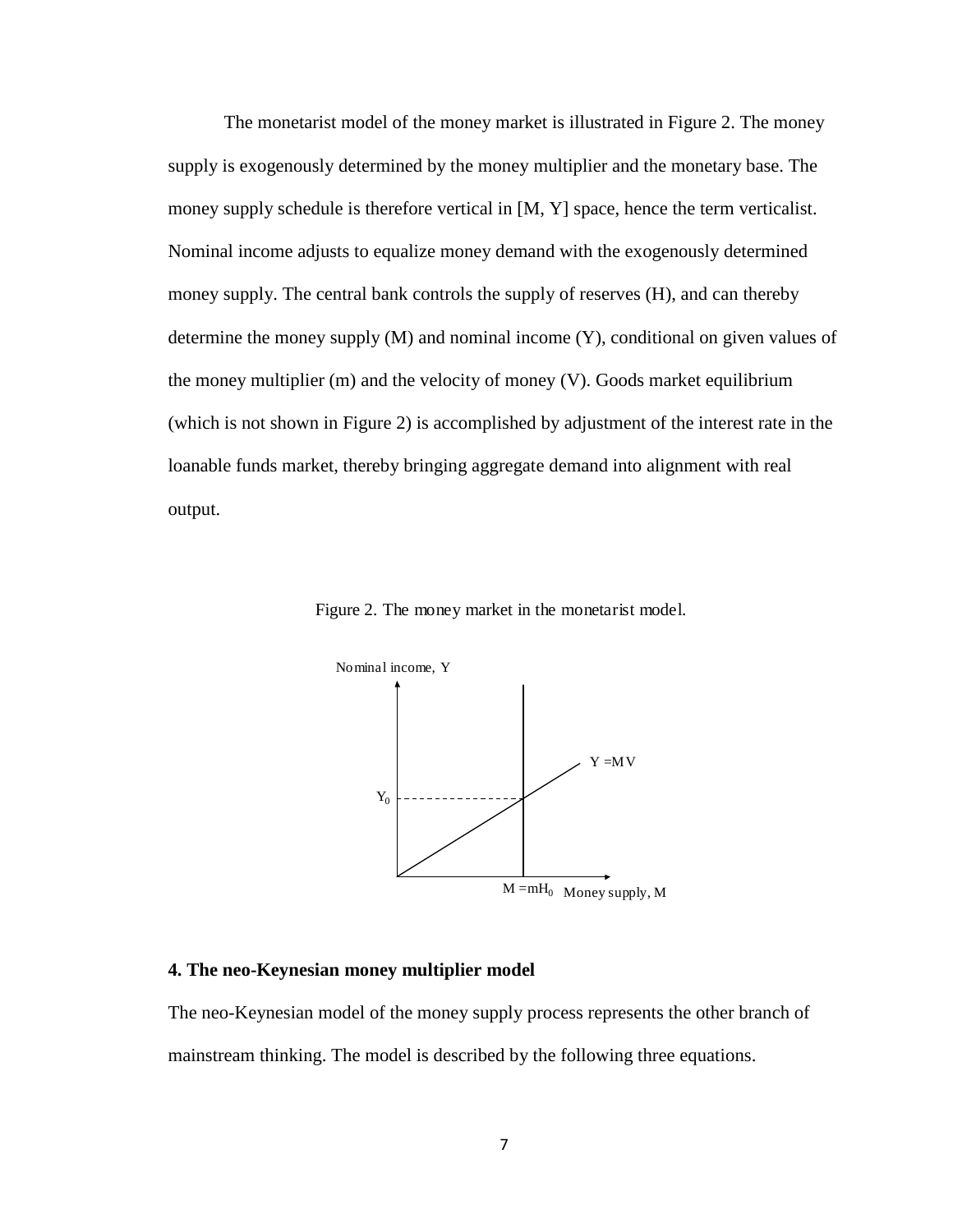The monetarist model of the money market is illustrated in Figure 2. The money supply is exogenously determined by the money multiplier and the monetary base. The money supply schedule is therefore vertical in [M, Y] space, hence the term verticalist. Nominal income adjusts to equalize money demand with the exogenously determined money supply. The central bank controls the supply of reserves (H), and can thereby determine the money supply (M) and nominal income (Y), conditional on given values of the money multiplier (m) and the velocity of money (V). Goods market equilibrium (which is not shown in Figure 2) is accomplished by adjustment of the interest rate in the loanable funds market, thereby bringing aggregate demand into alignment with real output.

Figure 2. The money market in the monetarist model.

Nominal income, Y

$Y = MV$

$Y_0$

$M = mH_0$ Money supply, M

## 4. The neo-Keynesian money multiplier model

The neo-Keynesian model of the money supply process represents the other branch of mainstream thinking. The model is described by the following three equations.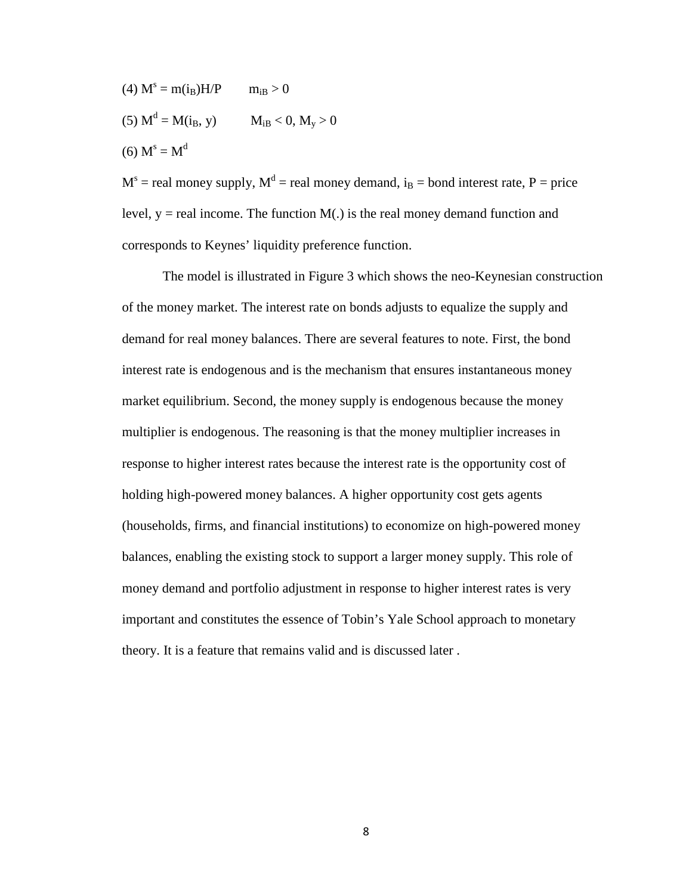$$\text{(4) } M^s = m(i_B)H/P \qquad m_{iB} > 0$$

$$\text{(5) } M^d = M(i_B, y) \qquad M_{iB} < 0, M_y > 0$$

$$\text{(6) } M^s = M^d$$

$M^s$ = real money supply, $M^d$ = real money demand, $i_B$ = bond interest rate, P = price level, y = real income. The function M(.) is the real money demand function and corresponds to Keynes' liquidity preference function.

The model is illustrated in Figure 3 which shows the neo-Keynesian construction of the money market. The interest rate on bonds adjusts to equalize the supply and demand for real money balances. There are several features to note. First, the bond interest rate is endogenous and is the mechanism that ensures instantaneous money market equilibrium. Second, the money supply is endogenous because the money multiplier is endogenous. The reasoning is that the money multiplier increases in response to higher interest rates because the interest rate is the opportunity cost of holding high-powered money balances. A higher opportunity cost gets agents (households, firms, and financial institutions) to economize on high-powered money balances, enabling the existing stock to support a larger money supply. This role of money demand and portfolio adjustment in response to higher interest rates is very important and constitutes the essence of Tobin's Yale School approach to monetary theory. It is a feature that remains valid and is discussed later .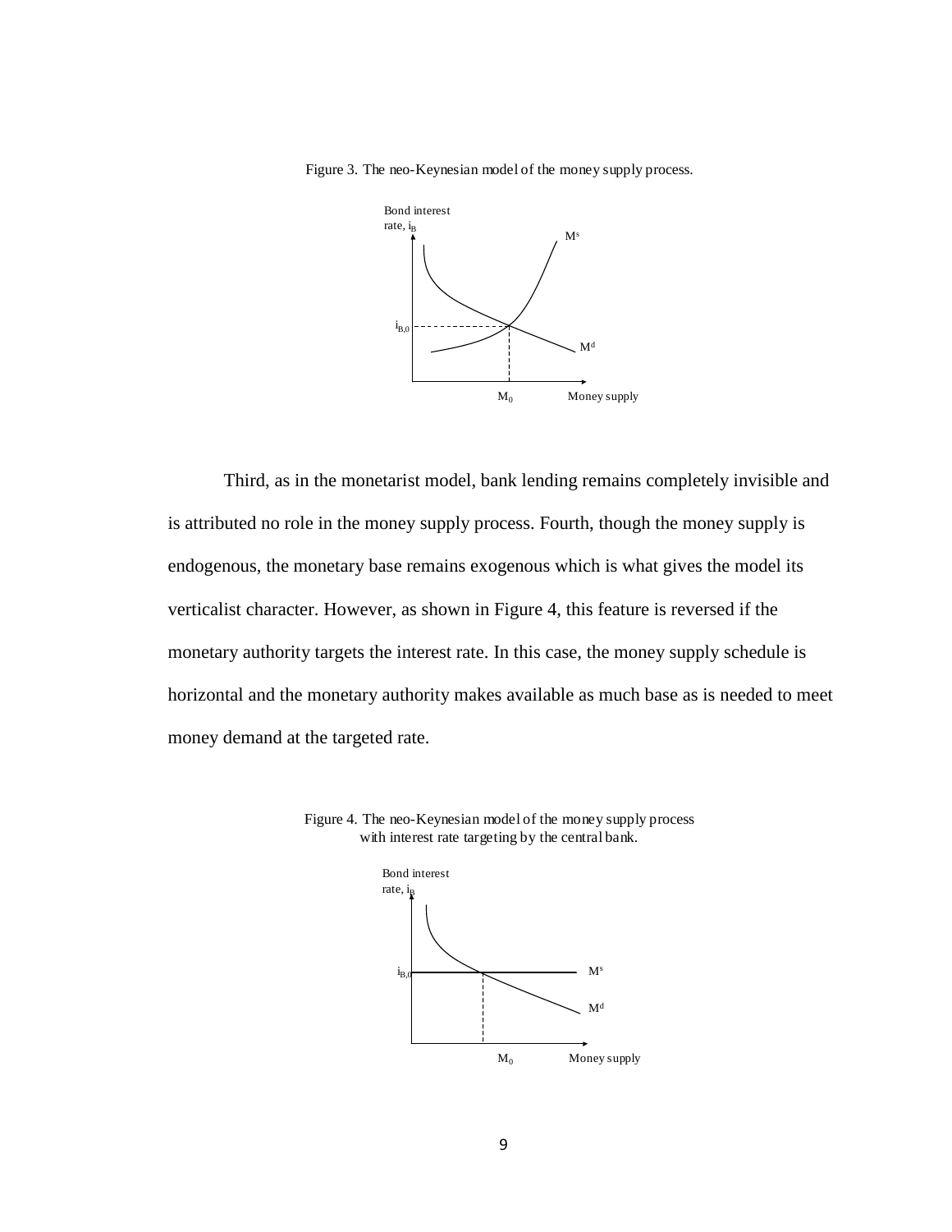Figure 3. The neo-Keynesian model of the money supply process.

Third, as in the monetarist model, bank lending remains completely invisible and is attributed no role in the money supply process. Fourth, though the money supply is endogenous, the monetary base remains exogenous which is what gives the model its verticalist character. However, as shown in Figure 4, this feature is reversed if the monetary authority targets the interest rate. In this case, the money supply schedule is horizontal and the monetary authority makes available as much base as is needed to meet money demand at the targeted rate.

Figure 4. The neo-Keynesian model of the money supply process with interest rate targeting by the central bank.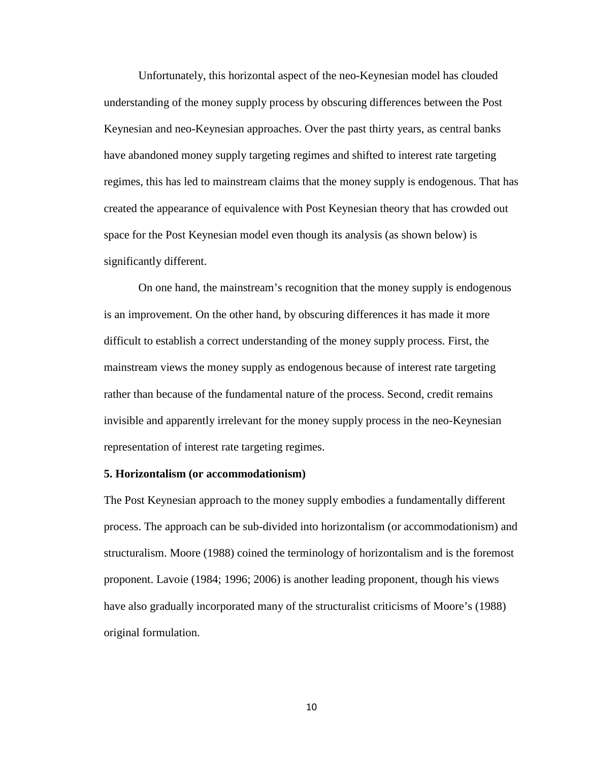Unfortunately, this horizontal aspect of the neo-Keynesian model has clouded understanding of the money supply process by obscuring differences between the Post Keynesian and neo-Keynesian approaches. Over the past thirty years, as central banks have abandoned money supply targeting regimes and shifted to interest rate targeting regimes, this has led to mainstream claims that the money supply is endogenous. That has created the appearance of equivalence with Post Keynesian theory that has crowded out space for the Post Keynesian model even though its analysis (as shown below) is significantly different.

On one hand, the mainstream's recognition that the money supply is endogenous is an improvement. On the other hand, by obscuring differences it has made it more difficult to establish a correct understanding of the money supply process. First, the mainstream views the money supply as endogenous because of interest rate targeting rather than because of the fundamental nature of the process. Second, credit remains invisible and apparently irrelevant for the money supply process in the neo-Keynesian representation of interest rate targeting regimes.

**5. Horizontalism (or accommodationism)**

The Post Keynesian approach to the money supply embodies a fundamentally different process. The approach can be sub-divided into horizontalism (or accommodationism) and structuralism. Moore (1988) coined the terminology of horizontalism and is the foremost proponent. Lavoie (1984; 1996; 2006) is another leading proponent, though his views have also gradually incorporated many of the structuralist criticisms of Moore's (1988) original formulation.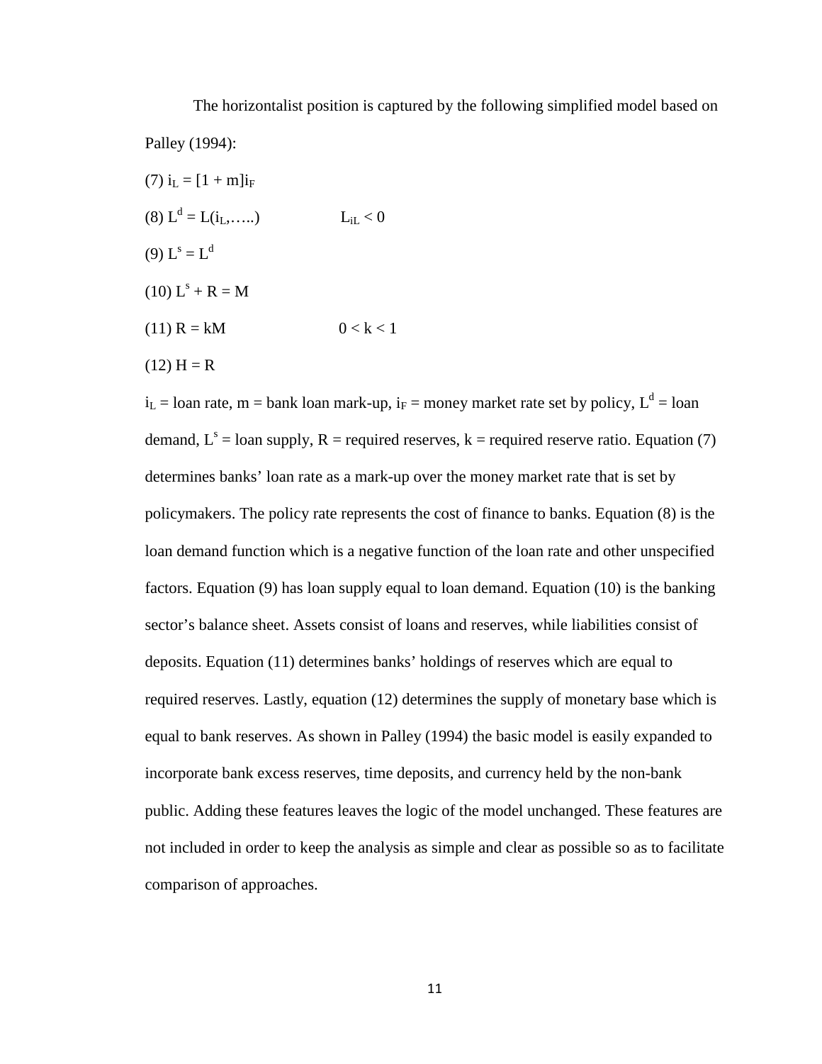The horizontalist position is captured by the following simplified model based on Palley (1994):

(7) $i_L = [1 + m]i_F$

(8) $L^d = L(i_L, \ldots..)$ $\quad\quad L_{iL} < 0$

(9) $L^s = L^d$

(10) $L^s + R = M$

(11) $R = kM$ $\quad\quad 0 < k < 1$

(12) $H = R$

$i_L$ = loan rate, m = bank loan mark-up, $i_F$ = money market rate set by policy, $L^d$ = loan demand, $L^s$ = loan supply, R = required reserves, k = required reserve ratio. Equation (7) determines banks' loan rate as a mark-up over the money market rate that is set by policymakers. The policy rate represents the cost of finance to banks. Equation (8) is the loan demand function which is a negative function of the loan rate and other unspecified factors. Equation (9) has loan supply equal to loan demand. Equation (10) is the banking sector's balance sheet. Assets consist of loans and reserves, while liabilities consist of deposits. Equation (11) determines banks' holdings of reserves which are equal to required reserves. Lastly, equation (12) determines the supply of monetary base which is equal to bank reserves. As shown in Palley (1994) the basic model is easily expanded to incorporate bank excess reserves, time deposits, and currency held by the non-bank public. Adding these features leaves the logic of the model unchanged. These features are not included in order to keep the analysis as simple and clear as possible so as to facilitate comparison of approaches.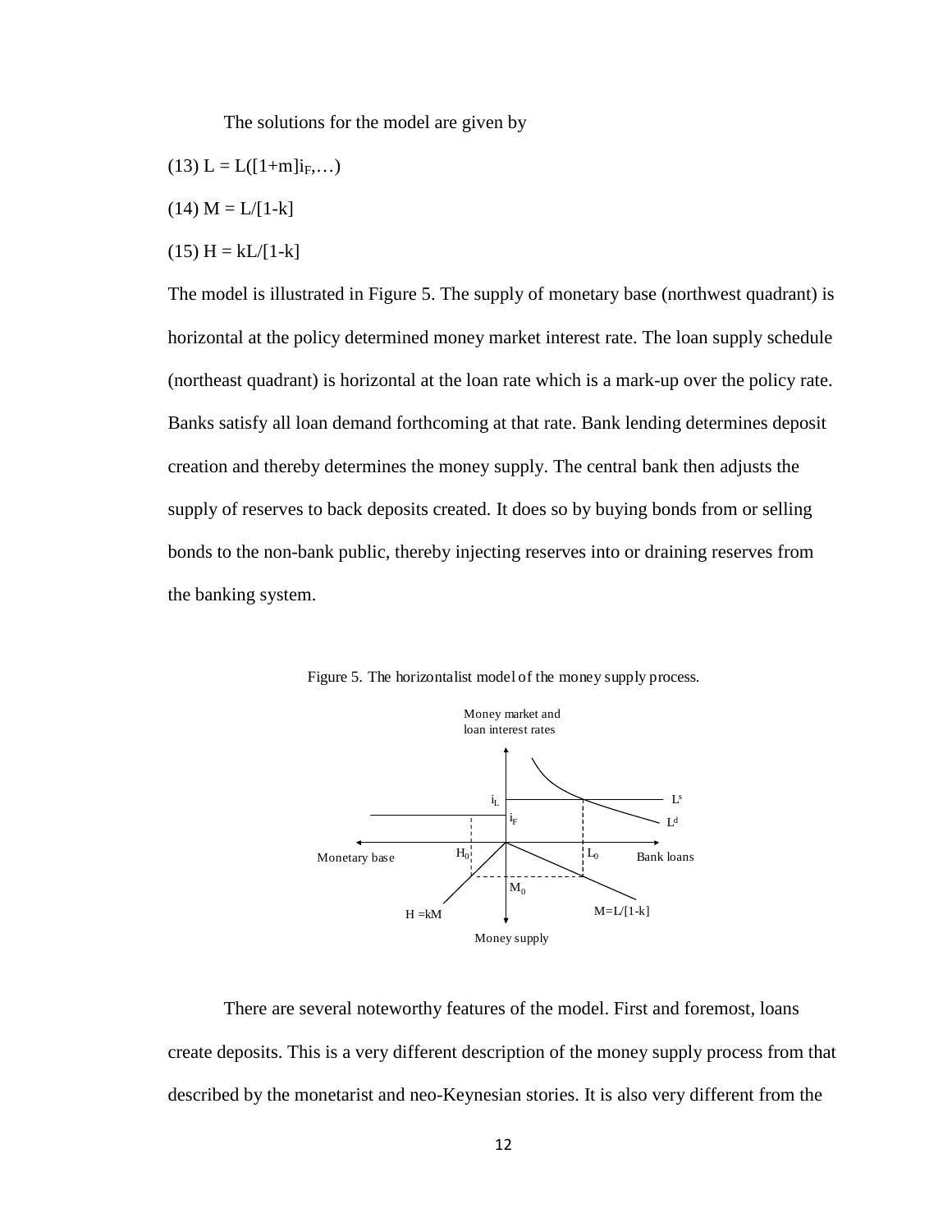The solutions for the model are given by

(13) $L = L([1+m]i_F,\ldots)$

(14) $M = L/[1-k]$

(15) $H = kL/[1-k]$

The model is illustrated in Figure 5. The supply of monetary base (northwest quadrant) is horizontal at the policy determined money market interest rate. The loan supply schedule (northeast quadrant) is horizontal at the loan rate which is a mark-up over the policy rate. Banks satisfy all loan demand forthcoming at that rate. Bank lending determines deposit creation and thereby determines the money supply. The central bank then adjusts the supply of reserves to back deposits created. It does so by buying bonds from or selling bonds to the non-bank public, thereby injecting reserves into or draining reserves from the banking system.

Figure 5. The horizontalist model of the money supply process.

There are several noteworthy features of the model. First and foremost, loans create deposits. This is a very different description of the money supply process from that described by the monetarist and neo-Keynesian stories. It is also very different from the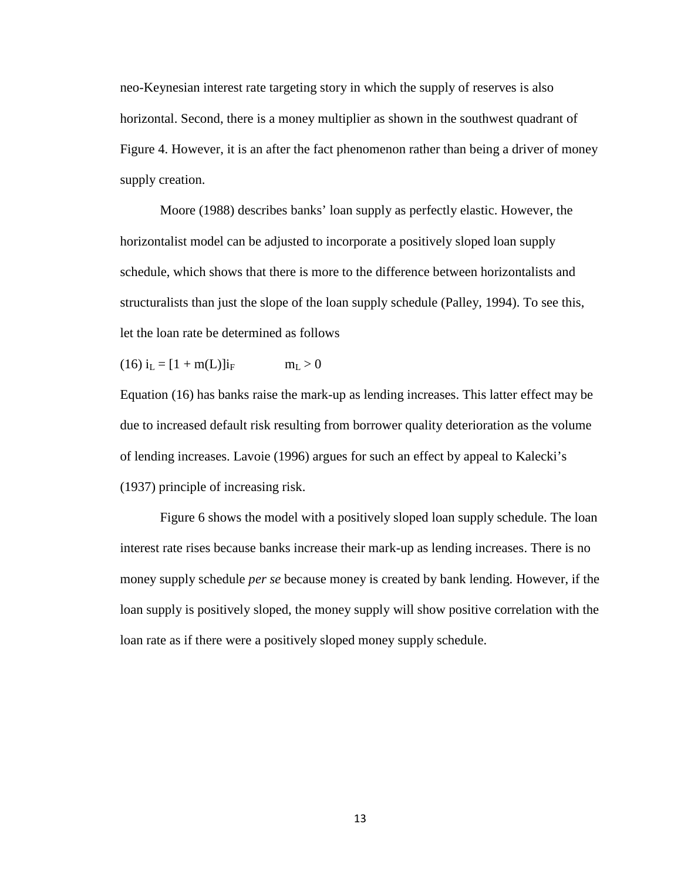neo-Keynesian interest rate targeting story in which the supply of reserves is also horizontal. Second, there is a money multiplier as shown in the southwest quadrant of Figure 4. However, it is an after the fact phenomenon rather than being a driver of money supply creation.

Moore (1988) describes banks' loan supply as perfectly elastic. However, the horizontalist model can be adjusted to incorporate a positively sloped loan supply schedule, which shows that there is more to the difference between horizontalists and structuralists than just the slope of the loan supply schedule (Palley, 1994). To see this, let the loan rate be determined as follows

(16) $i_L = [1 + m(L)]i_F \qquad m_L > 0$

Equation (16) has banks raise the mark-up as lending increases. This latter effect may be due to increased default risk resulting from borrower quality deterioration as the volume of lending increases. Lavoie (1996) argues for such an effect by appeal to Kalecki's (1937) principle of increasing risk.

Figure 6 shows the model with a positively sloped loan supply schedule. The loan interest rate rises because banks increase their mark-up as lending increases. There is no money supply schedule *per se* because money is created by bank lending. However, if the loan supply is positively sloped, the money supply will show positive correlation with the loan rate as if there were a positively sloped money supply schedule.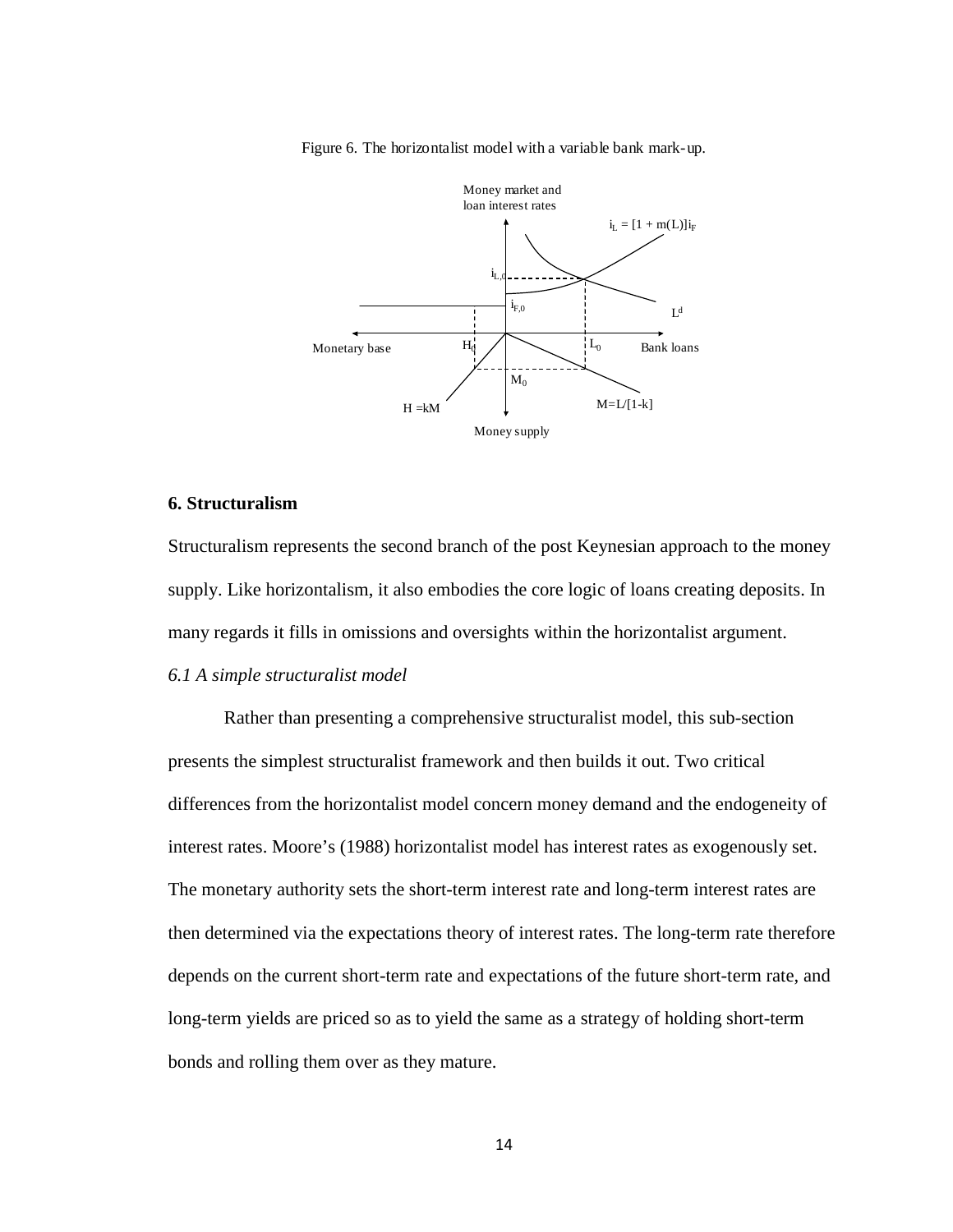Figure 6. The horizontalist model with a variable bank mark-up.

## 6. Structuralism

Structuralism represents the second branch of the post Keynesian approach to the money supply. Like horizontalism, it also embodies the core logic of loans creating deposits. In many regards it fills in omissions and oversights within the horizontalist argument.

### *6.1 A simple structuralist model*

Rather than presenting a comprehensive structuralist model, this sub-section presents the simplest structuralist framework and then builds it out. Two critical differences from the horizontalist model concern money demand and the endogeneity of interest rates. Moore's (1988) horizontalist model has interest rates as exogenously set. The monetary authority sets the short-term interest rate and long-term interest rates are then determined via the expectations theory of interest rates. The long-term rate therefore depends on the current short-term rate and expectations of the future short-term rate, and long-term yields are priced so as to yield the same as a strategy of holding short-term bonds and rolling them over as they mature.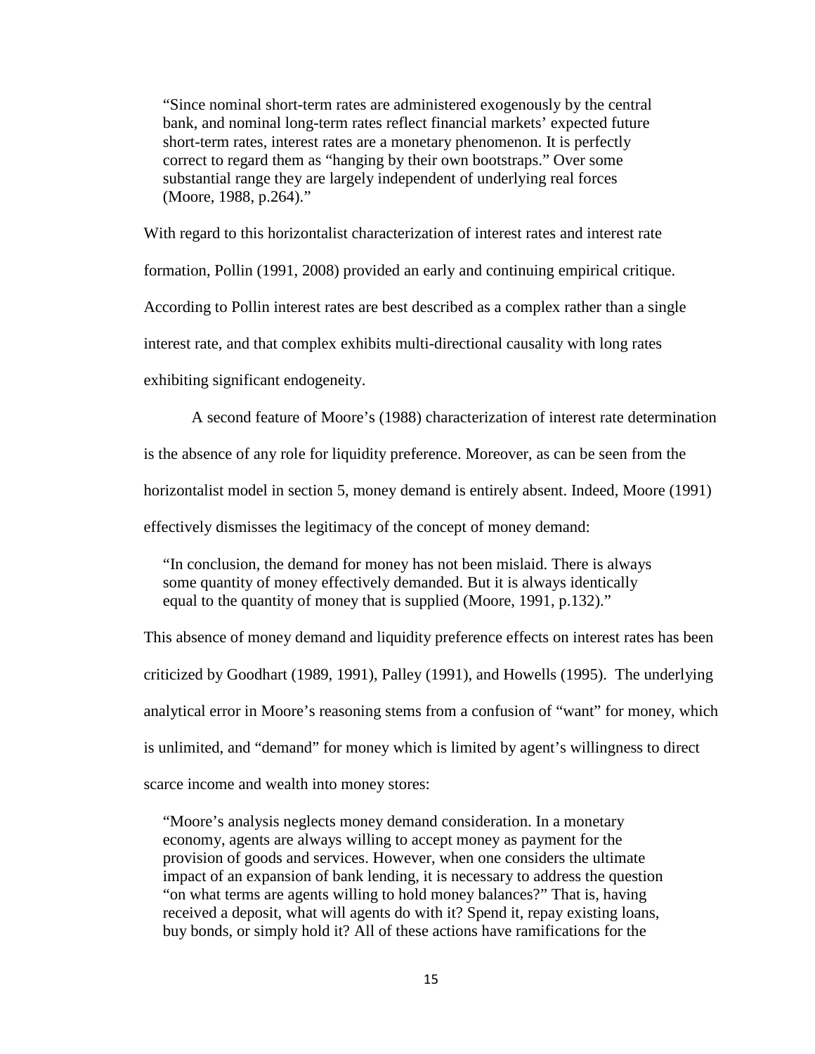> "Since nominal short-term rates are administered exogenously by the central bank, and nominal long-term rates reflect financial markets' expected future short-term rates, interest rates are a monetary phenomenon. It is perfectly correct to regard them as "hanging by their own bootstraps." Over some substantial range they are largely independent of underlying real forces (Moore, 1988, p.264)."

With regard to this horizontalist characterization of interest rates and interest rate formation, Pollin (1991, 2008) provided an early and continuing empirical critique. According to Pollin interest rates are best described as a complex rather than a single interest rate, and that complex exhibits multi-directional causality with long rates exhibiting significant endogeneity.

A second feature of Moore's (1988) characterization of interest rate determination is the absence of any role for liquidity preference. Moreover, as can be seen from the horizontalist model in section 5, money demand is entirely absent. Indeed, Moore (1991) effectively dismisses the legitimacy of the concept of money demand:

> "In conclusion, the demand for money has not been mislaid. There is always some quantity of money effectively demanded. But it is always identically equal to the quantity of money that is supplied (Moore, 1991, p.132)."

This absence of money demand and liquidity preference effects on interest rates has been criticized by Goodhart (1989, 1991), Palley (1991), and Howells (1995). The underlying analytical error in Moore's reasoning stems from a confusion of "want" for money, which is unlimited, and "demand" for money which is limited by agent's willingness to direct scarce income and wealth into money stores:

> "Moore's analysis neglects money demand consideration. In a monetary economy, agents are always willing to accept money as payment for the provision of goods and services. However, when one considers the ultimate impact of an expansion of bank lending, it is necessary to address the question "on what terms are agents willing to hold money balances?" That is, having received a deposit, what will agents do with it? Spend it, repay existing loans, buy bonds, or simply hold it? All of these actions have ramifications for the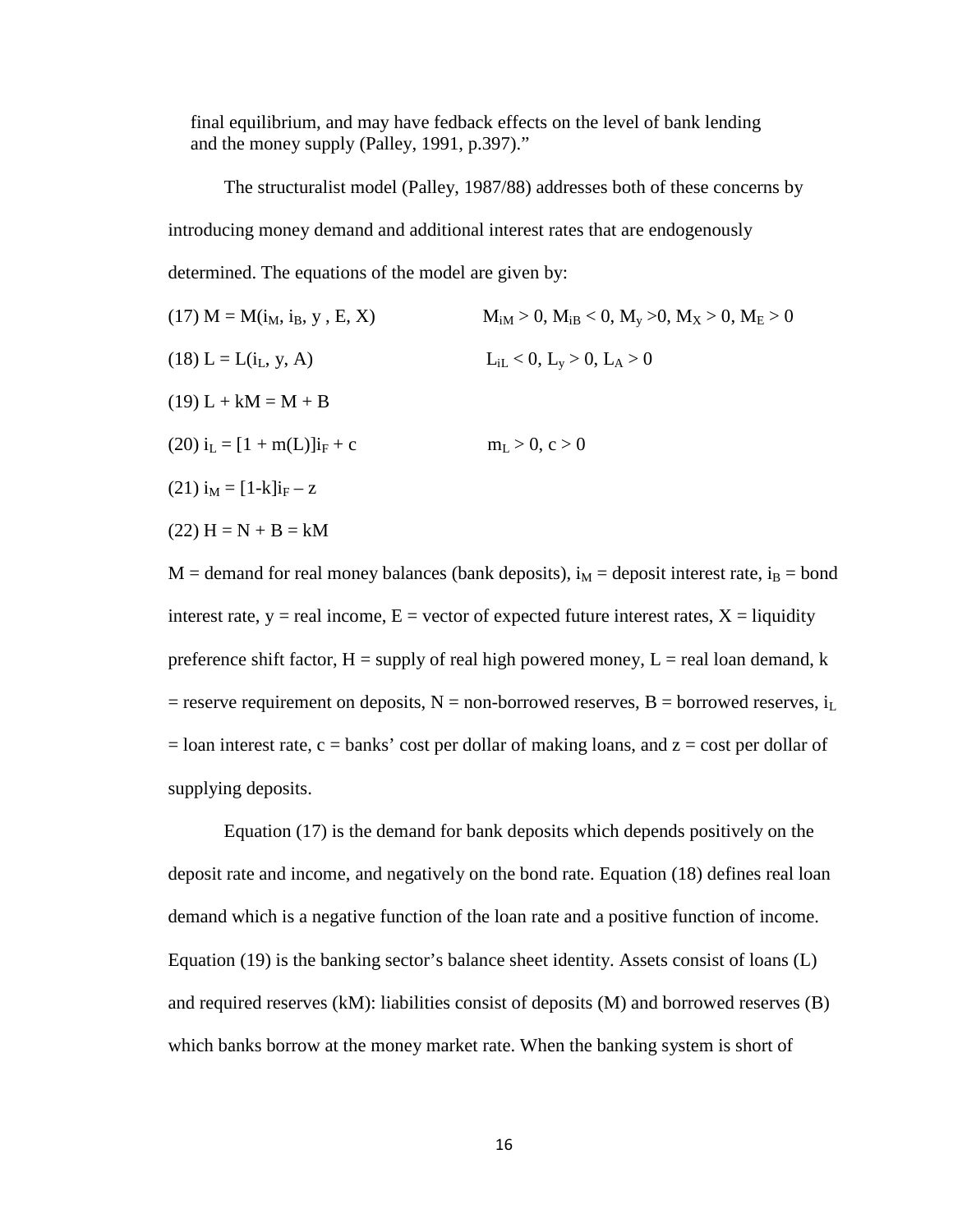final equilibrium, and may have fedback effects on the level of bank lending and the money supply (Palley, 1991, p.397)."

The structuralist model (Palley, 1987/88) addresses both of these concerns by introducing money demand and additional interest rates that are endogenously determined. The equations of the model are given by:

(17) $M = M(i_M, i_B, y, E, X)$   $M_{iM} > 0, M_{iB} < 0, M_y > 0, M_X > 0, M_E > 0$

(18) $L = L(i_L, y, A)$   $L_{iL} < 0, L_y > 0, L_A > 0$

(19) $L + kM = M + B$

(20) $i_L = [1 + m(L)]i_F + c$   $m_L > 0, c > 0$

(21) $i_M = [1\text{-}k]i_F – z$

(22) $H = N + B = kM$

$M$ = demand for real money balances (bank deposits), $i_M$ = deposit interest rate, $i_B$ = bond interest rate, $y$ = real income, $E$ = vector of expected future interest rates, $X$ = liquidity preference shift factor, $H$ = supply of real high powered money, $L$ = real loan demand, $k$ = reserve requirement on deposits, $N$ = non-borrowed reserves, $B$ = borrowed reserves, $i_L$ = loan interest rate, $c$ = banks' cost per dollar of making loans, and $z$ = cost per dollar of supplying deposits.

Equation (17) is the demand for bank deposits which depends positively on the deposit rate and income, and negatively on the bond rate. Equation (18) defines real loan demand which is a negative function of the loan rate and a positive function of income. Equation (19) is the banking sector's balance sheet identity. Assets consist of loans (L) and required reserves (kM): liabilities consist of deposits (M) and borrowed reserves (B) which banks borrow at the money market rate. When the banking system is short of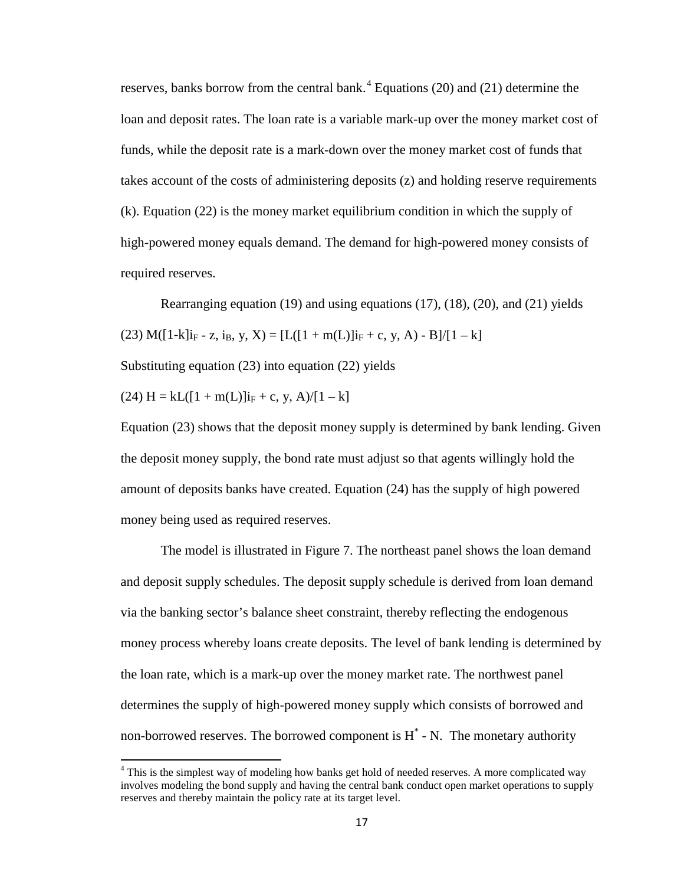reserves, banks borrow from the central bank.[4] Equations (20) and (21) determine the loan and deposit rates. The loan rate is a variable mark-up over the money market cost of funds, while the deposit rate is a mark-down over the money market cost of funds that takes account of the costs of administering deposits (z) and holding reserve requirements (k). Equation (22) is the money market equilibrium condition in which the supply of high-powered money equals demand. The demand for high-powered money consists of required reserves.

Rearranging equation (19) and using equations (17), (18), (20), and (21) yields

$$(23)\ M([1-k]i_F - z, i_B, y, X) = [L([1 + m(L)]i_F + c, y, A) - B]/[1 - k]$$

Substituting equation (23) into equation (22) yields

$$(24)\ H = kL([1 + m(L)]i_F + c, y, A)/[1 - k]$$

Equation (23) shows that the deposit money supply is determined by bank lending. Given the deposit money supply, the bond rate must adjust so that agents willingly hold the amount of deposits banks have created. Equation (24) has the supply of high powered money being used as required reserves.

The model is illustrated in Figure 7. The northeast panel shows the loan demand and deposit supply schedules. The deposit supply schedule is derived from loan demand via the banking sector's balance sheet constraint, thereby reflecting the endogenous money process whereby loans create deposits. The level of bank lending is determined by the loan rate, which is a mark-up over the money market rate. The northwest panel determines the supply of high-powered money supply which consists of borrowed and non-borrowed reserves. The borrowed component is $H^* - N$. The monetary authority

[4] This is the simplest way of modeling how banks get hold of needed reserves. A more complicated way involves modeling the bond supply and having the central bank conduct open market operations to supply reserves and thereby maintain the policy rate at its target level.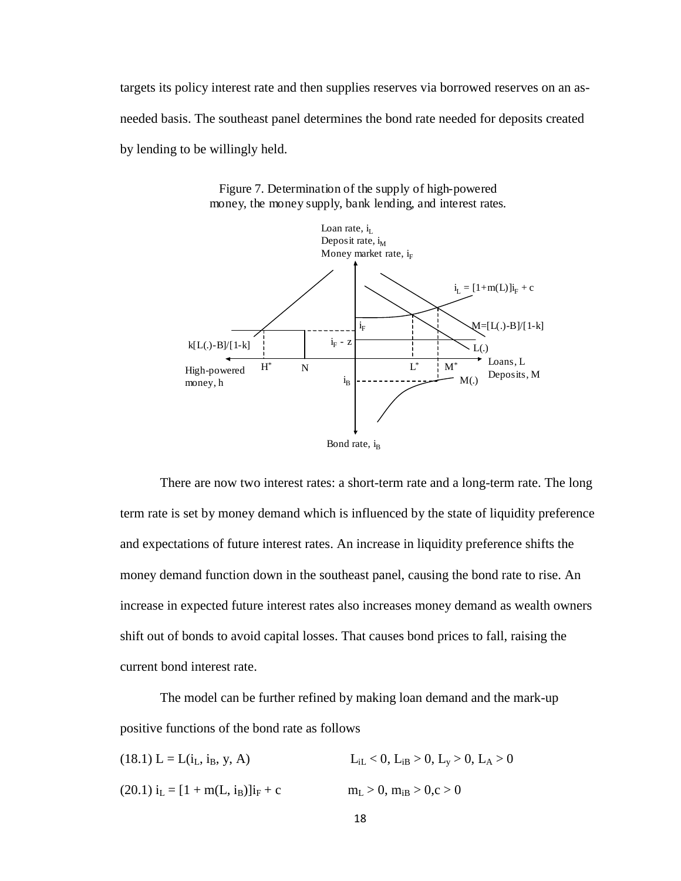targets its policy interest rate and then supplies reserves via borrowed reserves on an as-needed basis. The southeast panel determines the bond rate needed for deposits created by lending to be willingly held.

Figure 7. Determination of the supply of high-powered money, the money supply, bank lending, and interest rates.

There are now two interest rates: a short-term rate and a long-term rate. The long term rate is set by money demand which is influenced by the state of liquidity preference and expectations of future interest rates. An increase in liquidity preference shifts the money demand function down in the southeast panel, causing the bond rate to rise. An increase in expected future interest rates also increases money demand as wealth owners shift out of bonds to avoid capital losses. That causes bond prices to fall, raising the current bond interest rate.

The model can be further refined by making loan demand and the mark-up positive functions of the bond rate as follows

(18.1) $L = L(i_L, i_B, y, A)$ $\qquad L_{iL} < 0, L_{iB} > 0, L_y > 0, L_A > 0$

(20.1) $i_L = [1 + m(L, i_B)]i_F + c$ $\qquad m_L > 0, m_{iB} > 0, c > 0$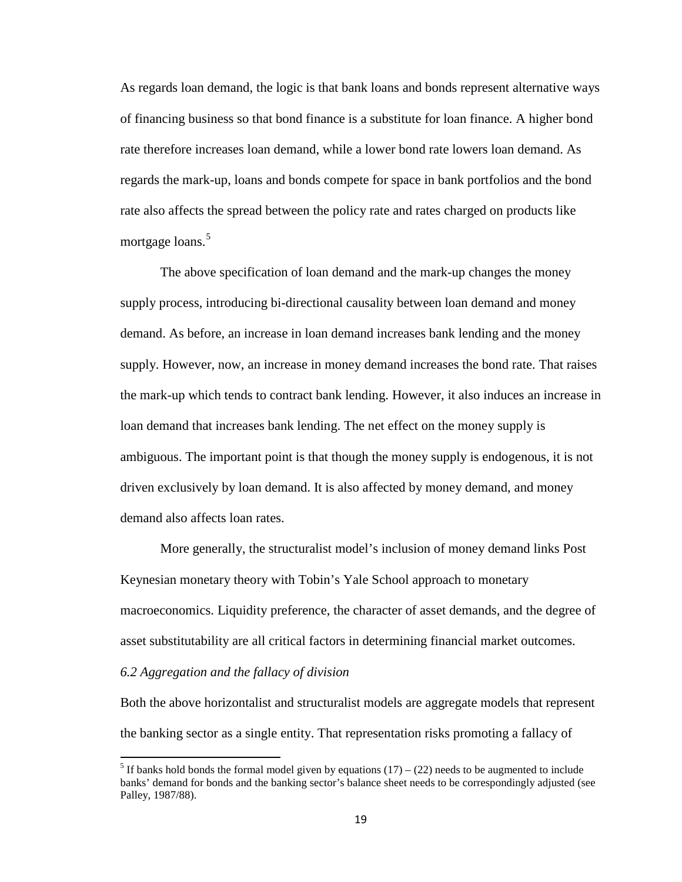As regards loan demand, the logic is that bank loans and bonds represent alternative ways of financing business so that bond finance is a substitute for loan finance. A higher bond rate therefore increases loan demand, while a lower bond rate lowers loan demand. As regards the mark-up, loans and bonds compete for space in bank portfolios and the bond rate also affects the spread between the policy rate and rates charged on products like mortgage loans.[5]

The above specification of loan demand and the mark-up changes the money supply process, introducing bi-directional causality between loan demand and money demand. As before, an increase in loan demand increases bank lending and the money supply. However, now, an increase in money demand increases the bond rate. That raises the mark-up which tends to contract bank lending. However, it also induces an increase in loan demand that increases bank lending. The net effect on the money supply is ambiguous. The important point is that though the money supply is endogenous, it is not driven exclusively by loan demand. It is also affected by money demand, and money demand also affects loan rates.

More generally, the structuralist model's inclusion of money demand links Post Keynesian monetary theory with Tobin's Yale School approach to monetary macroeconomics. Liquidity preference, the character of asset demands, and the degree of asset substitutability are all critical factors in determining financial market outcomes.

### *6.2 Aggregation and the fallacy of division*

Both the above horizontalist and structuralist models are aggregate models that represent the banking sector as a single entity. That representation risks promoting a fallacy of

[5] If banks hold bonds the formal model given by equations (17) – (22) needs to be augmented to include banks' demand for bonds and the banking sector's balance sheet needs to be correspondingly adjusted (see Palley, 1987/88).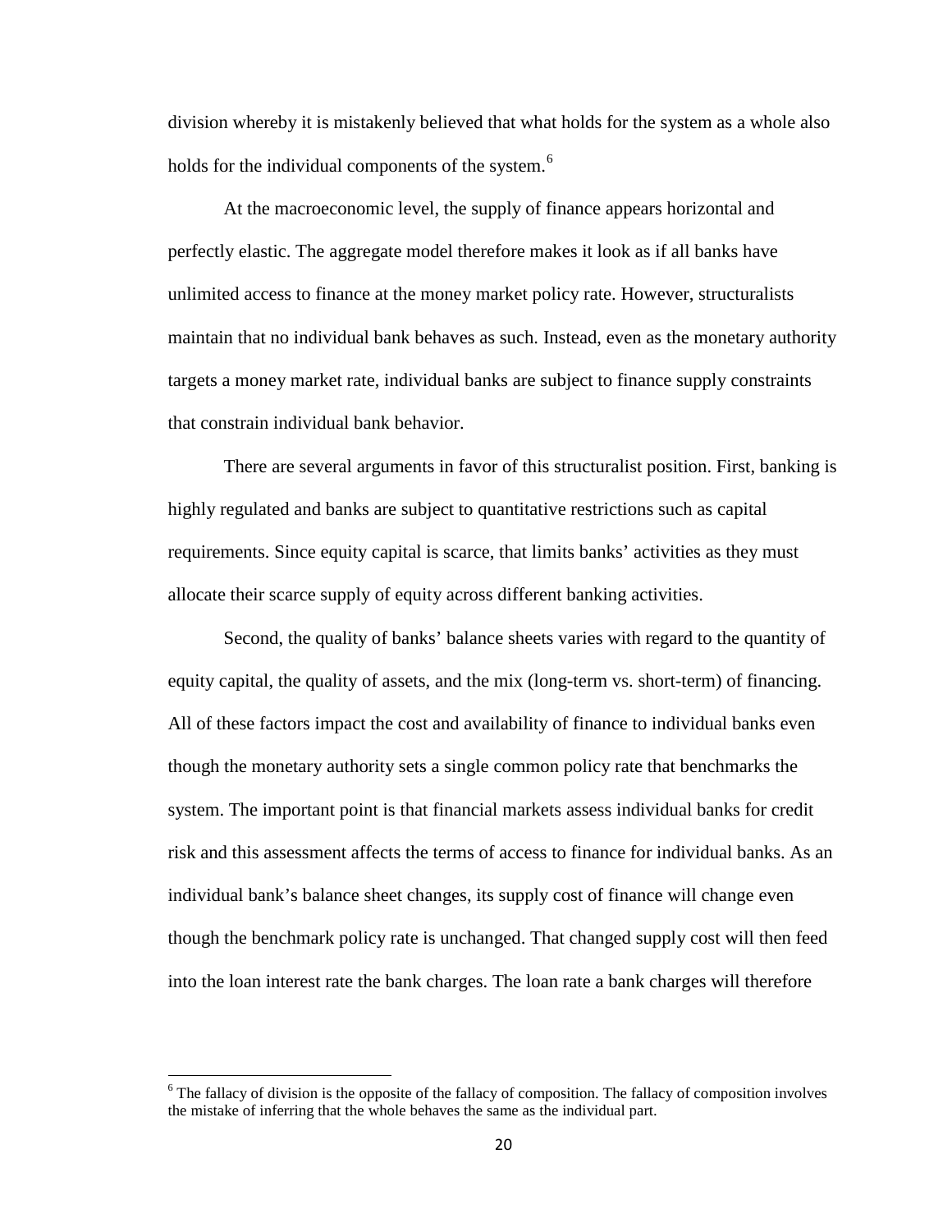division whereby it is mistakenly believed that what holds for the system as a whole also holds for the individual components of the system.[6]

At the macroeconomic level, the supply of finance appears horizontal and perfectly elastic. The aggregate model therefore makes it look as if all banks have unlimited access to finance at the money market policy rate. However, structuralists maintain that no individual bank behaves as such. Instead, even as the monetary authority targets a money market rate, individual banks are subject to finance supply constraints that constrain individual bank behavior.

There are several arguments in favor of this structuralist position. First, banking is highly regulated and banks are subject to quantitative restrictions such as capital requirements. Since equity capital is scarce, that limits banks' activities as they must allocate their scarce supply of equity across different banking activities.

Second, the quality of banks' balance sheets varies with regard to the quantity of equity capital, the quality of assets, and the mix (long-term vs. short-term) of financing. All of these factors impact the cost and availability of finance to individual banks even though the monetary authority sets a single common policy rate that benchmarks the system. The important point is that financial markets assess individual banks for credit risk and this assessment affects the terms of access to finance for individual banks. As an individual bank's balance sheet changes, its supply cost of finance will change even though the benchmark policy rate is unchanged. That changed supply cost will then feed into the loan interest rate the bank charges. The loan rate a bank charges will therefore

[6] The fallacy of division is the opposite of the fallacy of composition. The fallacy of composition involves the mistake of inferring that the whole behaves the same as the individual part.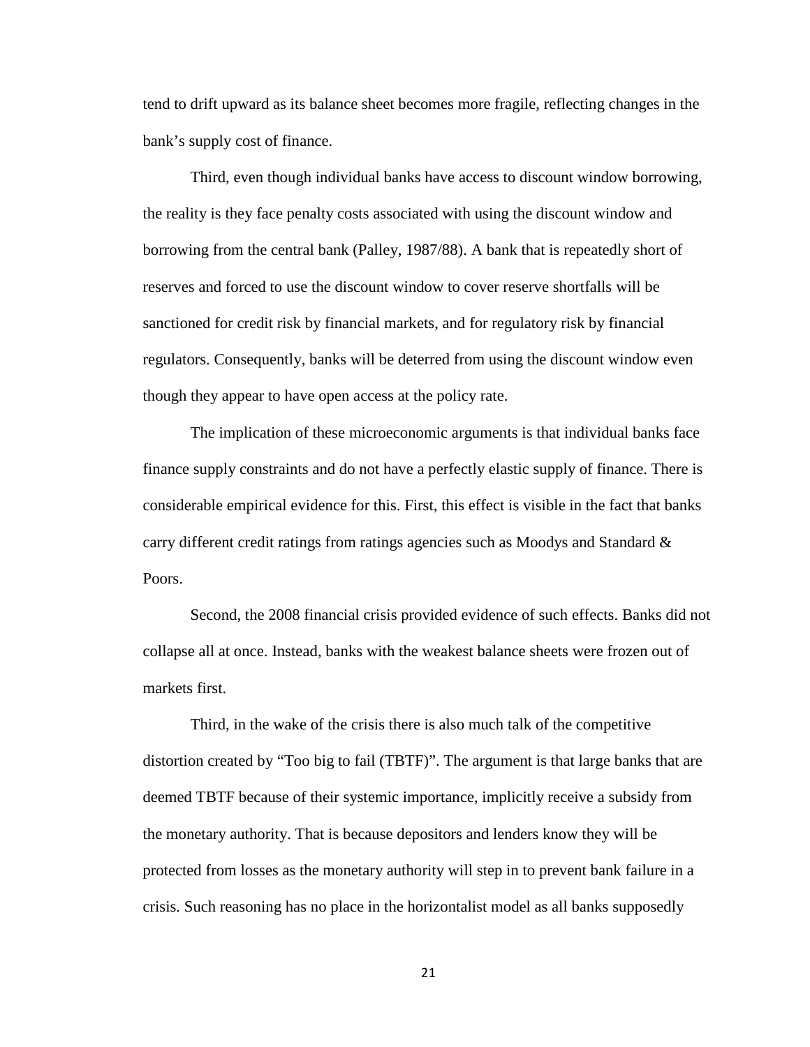tend to drift upward as its balance sheet becomes more fragile, reflecting changes in the bank's supply cost of finance.

Third, even though individual banks have access to discount window borrowing, the reality is they face penalty costs associated with using the discount window and borrowing from the central bank (Palley, 1987/88). A bank that is repeatedly short of reserves and forced to use the discount window to cover reserve shortfalls will be sanctioned for credit risk by financial markets, and for regulatory risk by financial regulators. Consequently, banks will be deterred from using the discount window even though they appear to have open access at the policy rate.

The implication of these microeconomic arguments is that individual banks face finance supply constraints and do not have a perfectly elastic supply of finance. There is considerable empirical evidence for this. First, this effect is visible in the fact that banks carry different credit ratings from ratings agencies such as Moodys and Standard & Poors.

Second, the 2008 financial crisis provided evidence of such effects. Banks did not collapse all at once. Instead, banks with the weakest balance sheets were frozen out of markets first.

Third, in the wake of the crisis there is also much talk of the competitive distortion created by "Too big to fail (TBTF)". The argument is that large banks that are deemed TBTF because of their systemic importance, implicitly receive a subsidy from the monetary authority. That is because depositors and lenders know they will be protected from losses as the monetary authority will step in to prevent bank failure in a crisis. Such reasoning has no place in the horizontalist model as all banks supposedly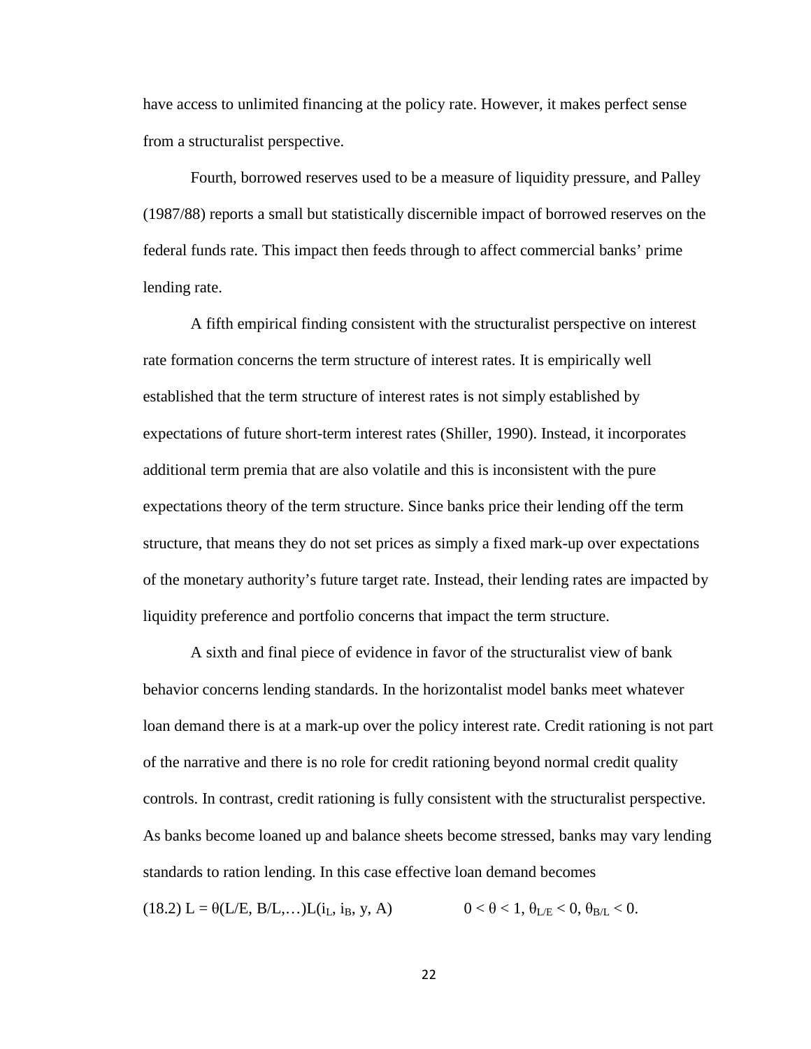have access to unlimited financing at the policy rate. However, it makes perfect sense from a structuralist perspective.

Fourth, borrowed reserves used to be a measure of liquidity pressure, and Palley (1987/88) reports a small but statistically discernible impact of borrowed reserves on the federal funds rate. This impact then feeds through to affect commercial banks' prime lending rate.

A fifth empirical finding consistent with the structuralist perspective on interest rate formation concerns the term structure of interest rates. It is empirically well established that the term structure of interest rates is not simply established by expectations of future short-term interest rates (Shiller, 1990). Instead, it incorporates additional term premia that are also volatile and this is inconsistent with the pure expectations theory of the term structure. Since banks price their lending off the term structure, that means they do not set prices as simply a fixed mark-up over expectations of the monetary authority's future target rate. Instead, their lending rates are impacted by liquidity preference and portfolio concerns that impact the term structure.

A sixth and final piece of evidence in favor of the structuralist view of bank behavior concerns lending standards. In the horizontalist model banks meet whatever loan demand there is at a mark-up over the policy interest rate. Credit rationing is not part of the narrative and there is no role for credit rationing beyond normal credit quality controls. In contrast, credit rationing is fully consistent with the structuralist perspective. As banks become loaned up and balance sheets become stressed, banks may vary lending standards to ration lending. In this case effective loan demand becomes

(18.2) $L = \theta(L/E, B/L, \ldots)L(i_L, i_B, y, A) \qquad 0 < \theta < 1, \theta_{L/E} < 0, \theta_{B/L} < 0.$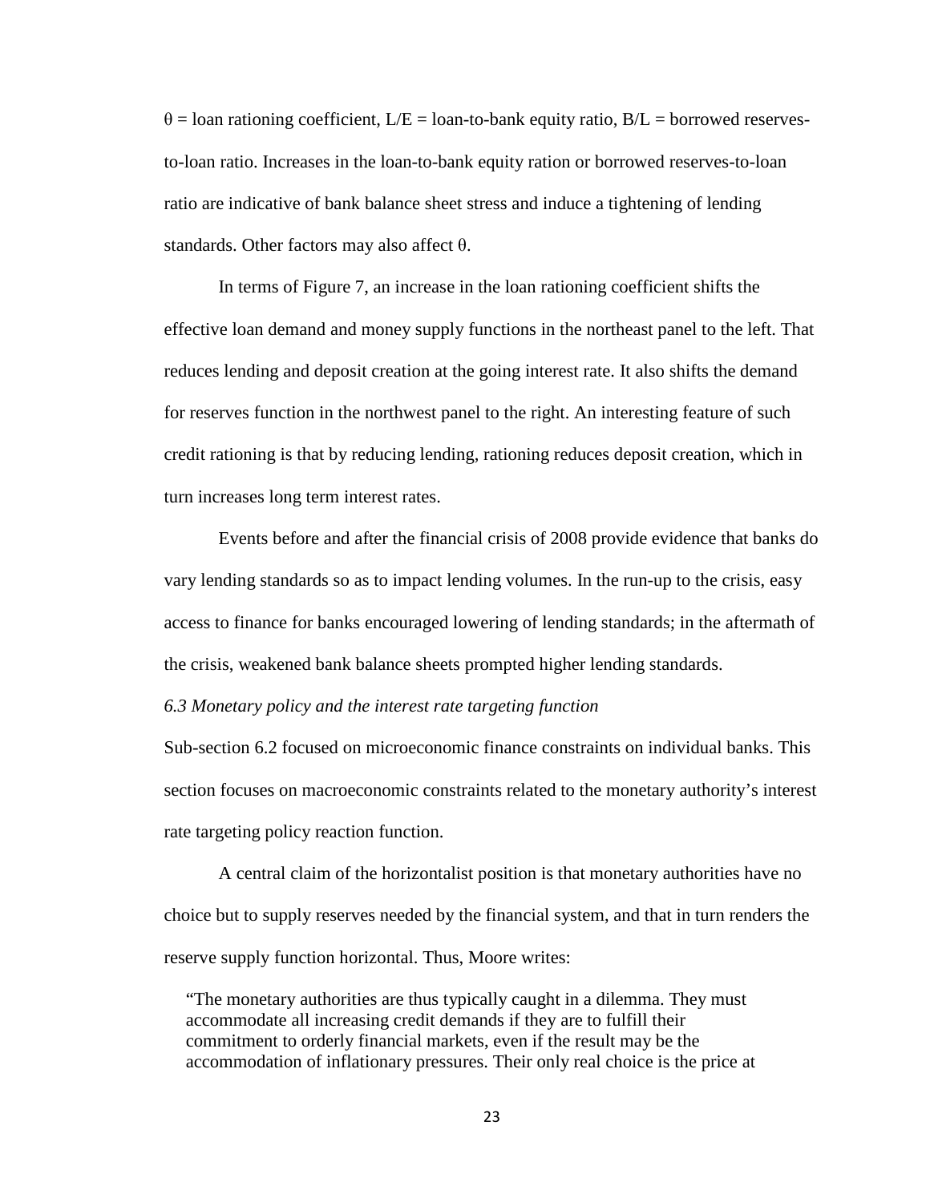$\theta$ = loan rationing coefficient, L/E = loan-to-bank equity ratio, B/L = borrowed reserves-to-loan ratio. Increases in the loan-to-bank equity ration or borrowed reserves-to-loan ratio are indicative of bank balance sheet stress and induce a tightening of lending standards. Other factors may also affect $\theta$.

In terms of Figure 7, an increase in the loan rationing coefficient shifts the effective loan demand and money supply functions in the northeast panel to the left. That reduces lending and deposit creation at the going interest rate. It also shifts the demand for reserves function in the northwest panel to the right. An interesting feature of such credit rationing is that by reducing lending, rationing reduces deposit creation, which in turn increases long term interest rates.

Events before and after the financial crisis of 2008 provide evidence that banks do vary lending standards so as to impact lending volumes. In the run-up to the crisis, easy access to finance for banks encouraged lowering of lending standards; in the aftermath of the crisis, weakened bank balance sheets prompted higher lending standards.

*6.3 Monetary policy and the interest rate targeting function*

Sub-section 6.2 focused on microeconomic finance constraints on individual banks. This section focuses on macroeconomic constraints related to the monetary authority's interest rate targeting policy reaction function.

A central claim of the horizontalist position is that monetary authorities have no choice but to supply reserves needed by the financial system, and that in turn renders the reserve supply function horizontal. Thus, Moore writes:

> "The monetary authorities are thus typically caught in a dilemma. They must accommodate all increasing credit demands if they are to fulfill their commitment to orderly financial markets, even if the result may be the accommodation of inflationary pressures. Their only real choice is the price at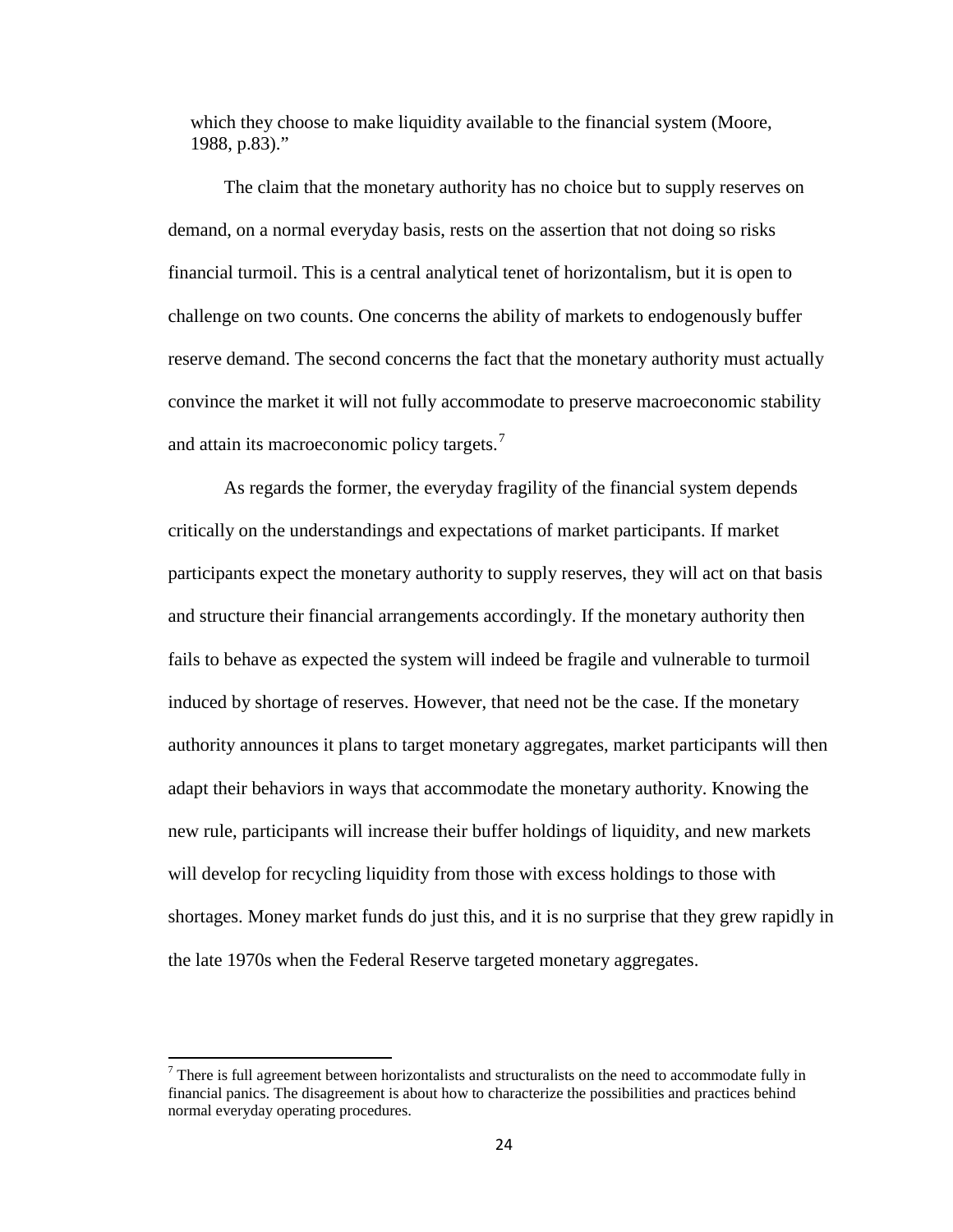which they choose to make liquidity available to the financial system (Moore, 1988, p.83)."

The claim that the monetary authority has no choice but to supply reserves on demand, on a normal everyday basis, rests on the assertion that not doing so risks financial turmoil. This is a central analytical tenet of horizontalism, but it is open to challenge on two counts. One concerns the ability of markets to endogenously buffer reserve demand. The second concerns the fact that the monetary authority must actually convince the market it will not fully accommodate to preserve macroeconomic stability and attain its macroeconomic policy targets.[7]

As regards the former, the everyday fragility of the financial system depends critically on the understandings and expectations of market participants. If market participants expect the monetary authority to supply reserves, they will act on that basis and structure their financial arrangements accordingly. If the monetary authority then fails to behave as expected the system will indeed be fragile and vulnerable to turmoil induced by shortage of reserves. However, that need not be the case. If the monetary authority announces it plans to target monetary aggregates, market participants will then adapt their behaviors in ways that accommodate the monetary authority. Knowing the new rule, participants will increase their buffer holdings of liquidity, and new markets will develop for recycling liquidity from those with excess holdings to those with shortages. Money market funds do just this, and it is no surprise that they grew rapidly in the late 1970s when the Federal Reserve targeted monetary aggregates.

[7] There is full agreement between horizontalists and structuralists on the need to accommodate fully in financial panics. The disagreement is about how to characterize the possibilities and practices behind normal everyday operating procedures.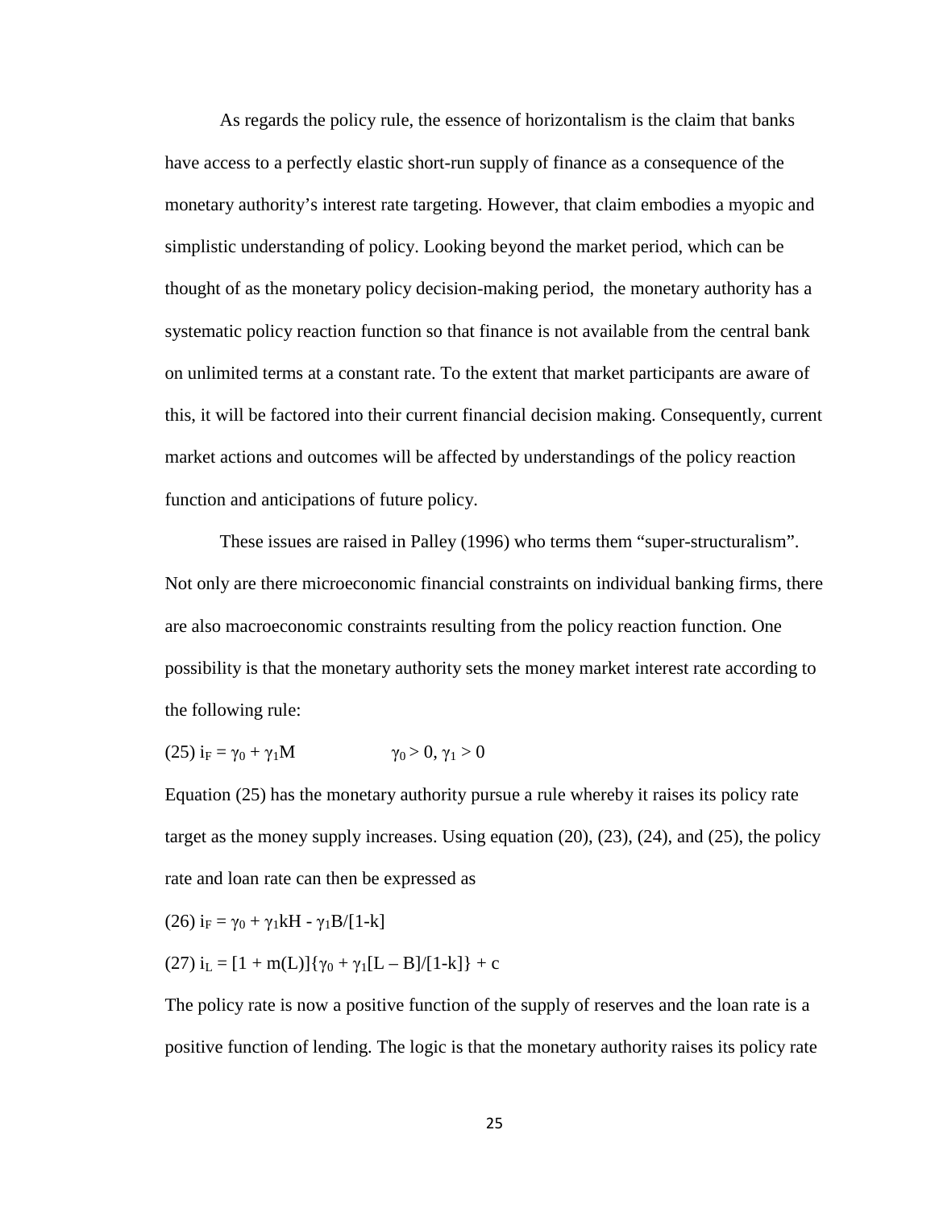As regards the policy rule, the essence of horizontalism is the claim that banks have access to a perfectly elastic short-run supply of finance as a consequence of the monetary authority's interest rate targeting. However, that claim embodies a myopic and simplistic understanding of policy. Looking beyond the market period, which can be thought of as the monetary policy decision-making period, the monetary authority has a systematic policy reaction function so that finance is not available from the central bank on unlimited terms at a constant rate. To the extent that market participants are aware of this, it will be factored into their current financial decision making. Consequently, current market actions and outcomes will be affected by understandings of the policy reaction function and anticipations of future policy.

These issues are raised in Palley (1996) who terms them "super-structuralism". Not only are there microeconomic financial constraints on individual banking firms, there are also macroeconomic constraints resulting from the policy reaction function. One possibility is that the monetary authority sets the money market interest rate according to the following rule:

$$(25)\ i_F = \gamma_0 + \gamma_1 M \qquad \gamma_0 > 0,\ \gamma_1 > 0$$

Equation (25) has the monetary authority pursue a rule whereby it raises its policy rate target as the money supply increases. Using equation (20), (23), (24), and (25), the policy rate and loan rate can then be expressed as

$$(26)\ i_F = \gamma_0 + \gamma_1 kH - \gamma_1 B/[1-k]$$

$$(27)\ i_L = [1 + m(L)]\{\gamma_0 + \gamma_1[L - B]/[1-k]\} + c$$

The policy rate is now a positive function of the supply of reserves and the loan rate is a positive function of lending. The logic is that the monetary authority raises its policy rate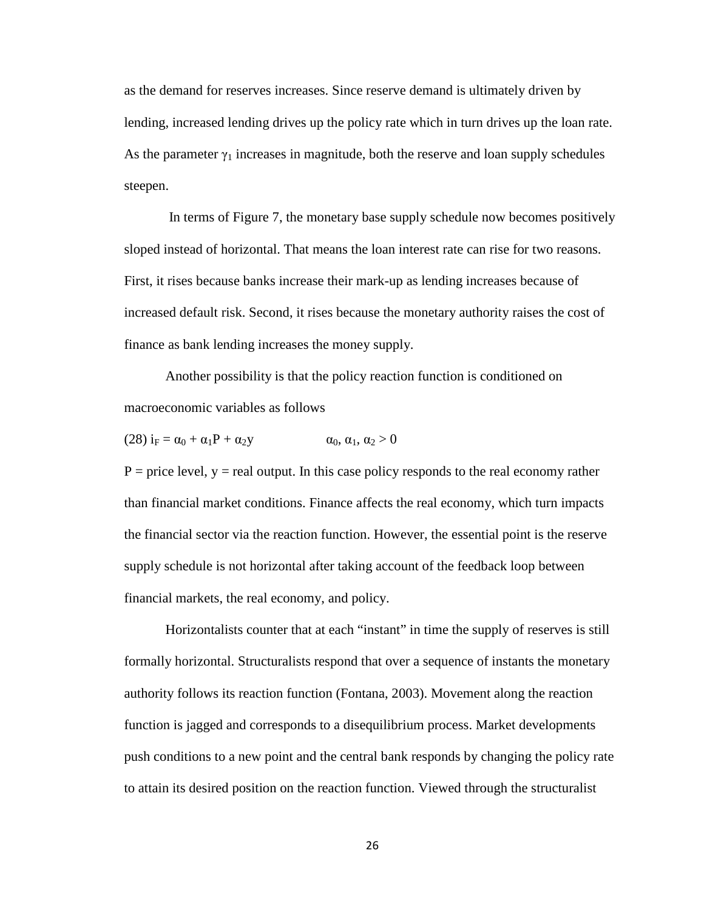as the demand for reserves increases. Since reserve demand is ultimately driven by lending, increased lending drives up the policy rate which in turn drives up the loan rate. As the parameter $\gamma_1$ increases in magnitude, both the reserve and loan supply schedules steepen.

In terms of Figure 7, the monetary base supply schedule now becomes positively sloped instead of horizontal. That means the loan interest rate can rise for two reasons. First, it rises because banks increase their mark-up as lending increases because of increased default risk. Second, it rises because the monetary authority raises the cost of finance as bank lending increases the money supply.

Another possibility is that the policy reaction function is conditioned on macroeconomic variables as follows

(28) $i_F = \alpha_0 + \alpha_1 P + \alpha_2 y \qquad \alpha_0, \alpha_1, \alpha_2 > 0$

P = price level, y = real output. In this case policy responds to the real economy rather than financial market conditions. Finance affects the real economy, which turn impacts the financial sector via the reaction function. However, the essential point is the reserve supply schedule is not horizontal after taking account of the feedback loop between financial markets, the real economy, and policy.

Horizontalists counter that at each "instant" in time the supply of reserves is still formally horizontal. Structuralists respond that over a sequence of instants the monetary authority follows its reaction function (Fontana, 2003). Movement along the reaction function is jagged and corresponds to a disequilibrium process. Market developments push conditions to a new point and the central bank responds by changing the policy rate to attain its desired position on the reaction function. Viewed through the structuralist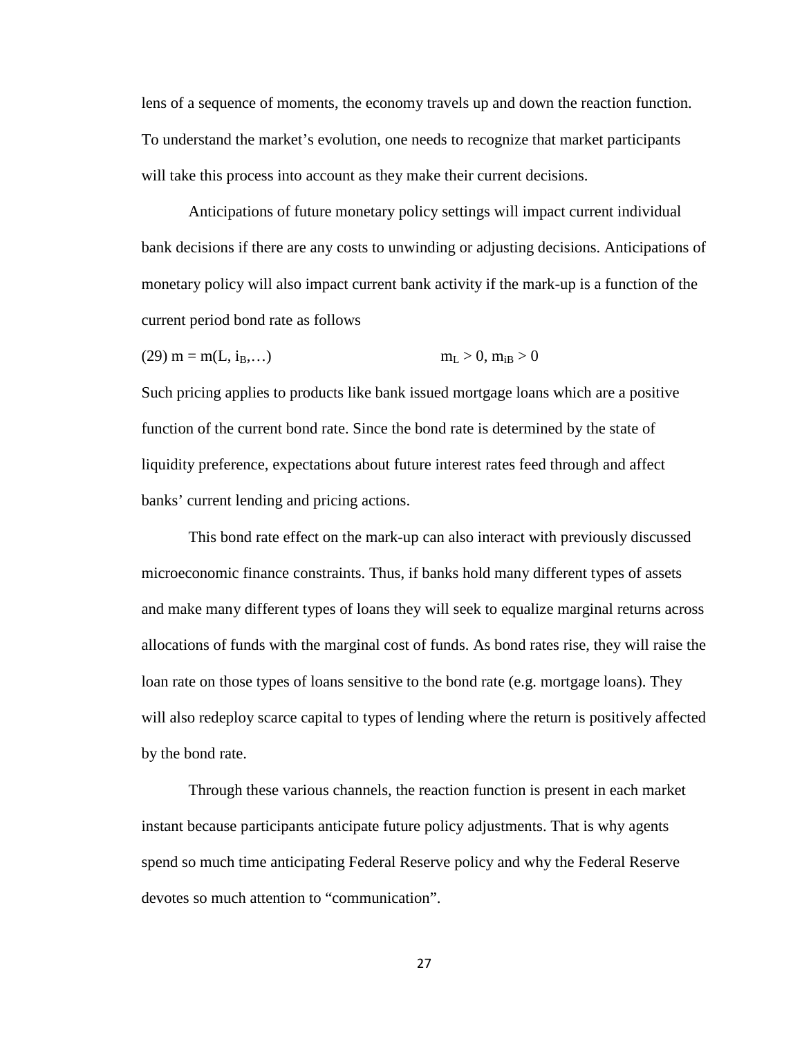lens of a sequence of moments, the economy travels up and down the reaction function. To understand the market's evolution, one needs to recognize that market participants will take this process into account as they make their current decisions.

Anticipations of future monetary policy settings will impact current individual bank decisions if there are any costs to unwinding or adjusting decisions. Anticipations of monetary policy will also impact current bank activity if the mark-up is a function of the current period bond rate as follows

$$(29)\ m = m(L, i_B, \ldots) \qquad\qquad m_L > 0,\ m_{iB} > 0$$

Such pricing applies to products like bank issued mortgage loans which are a positive function of the current bond rate. Since the bond rate is determined by the state of liquidity preference, expectations about future interest rates feed through and affect banks' current lending and pricing actions.

This bond rate effect on the mark-up can also interact with previously discussed microeconomic finance constraints. Thus, if banks hold many different types of assets and make many different types of loans they will seek to equalize marginal returns across allocations of funds with the marginal cost of funds. As bond rates rise, they will raise the loan rate on those types of loans sensitive to the bond rate (e.g. mortgage loans). They will also redeploy scarce capital to types of lending where the return is positively affected by the bond rate.

Through these various channels, the reaction function is present in each market instant because participants anticipate future policy adjustments. That is why agents spend so much time anticipating Federal Reserve policy and why the Federal Reserve devotes so much attention to "communication".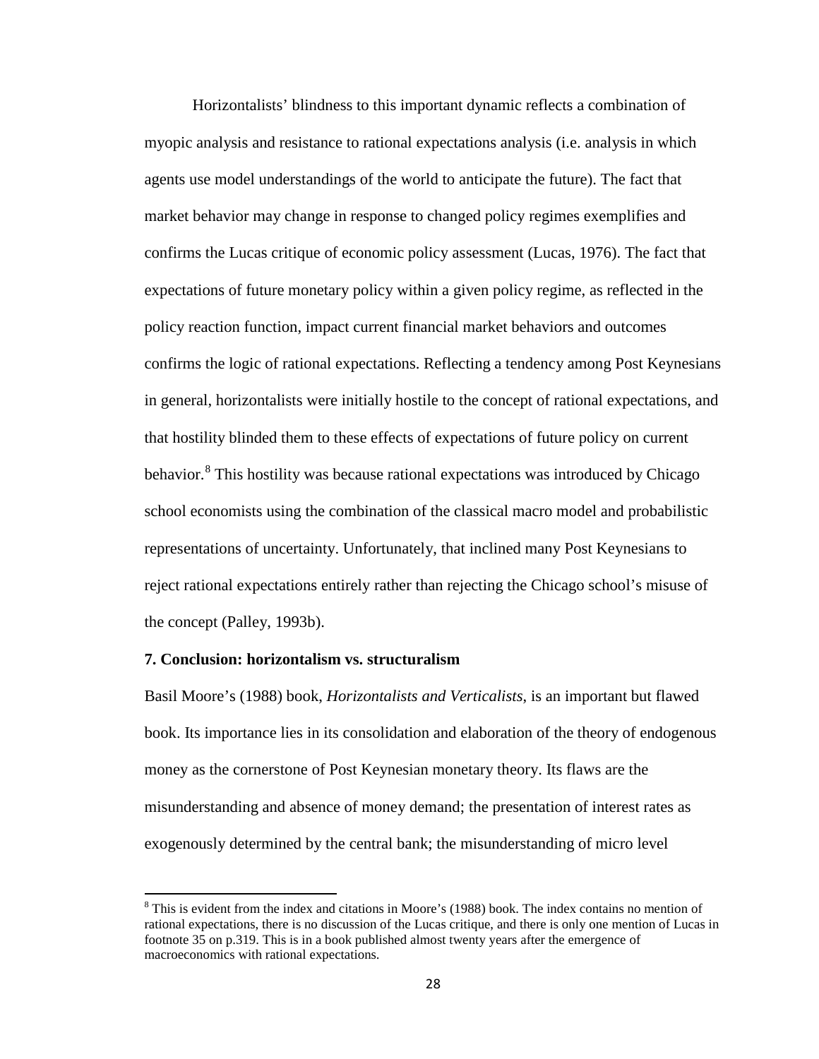Horizontalists' blindness to this important dynamic reflects a combination of myopic analysis and resistance to rational expectations analysis (i.e. analysis in which agents use model understandings of the world to anticipate the future). The fact that market behavior may change in response to changed policy regimes exemplifies and confirms the Lucas critique of economic policy assessment (Lucas, 1976). The fact that expectations of future monetary policy within a given policy regime, as reflected in the policy reaction function, impact current financial market behaviors and outcomes confirms the logic of rational expectations. Reflecting a tendency among Post Keynesians in general, horizontalists were initially hostile to the concept of rational expectations, and that hostility blinded them to these effects of expectations of future policy on current behavior.[8] This hostility was because rational expectations was introduced by Chicago school economists using the combination of the classical macro model and probabilistic representations of uncertainty. Unfortunately, that inclined many Post Keynesians to reject rational expectations entirely rather than rejecting the Chicago school's misuse of the concept (Palley, 1993b).

**7. Conclusion: horizontalism vs. structuralism**

Basil Moore's (1988) book, *Horizontalists and Verticalists*, is an important but flawed book. Its importance lies in its consolidation and elaboration of the theory of endogenous money as the cornerstone of Post Keynesian monetary theory. Its flaws are the misunderstanding and absence of money demand; the presentation of interest rates as exogenously determined by the central bank; the misunderstanding of micro level

[8] This is evident from the index and citations in Moore's (1988) book. The index contains no mention of rational expectations, there is no discussion of the Lucas critique, and there is only one mention of Lucas in footnote 35 on p.319. This is in a book published almost twenty years after the emergence of macroeconomics with rational expectations.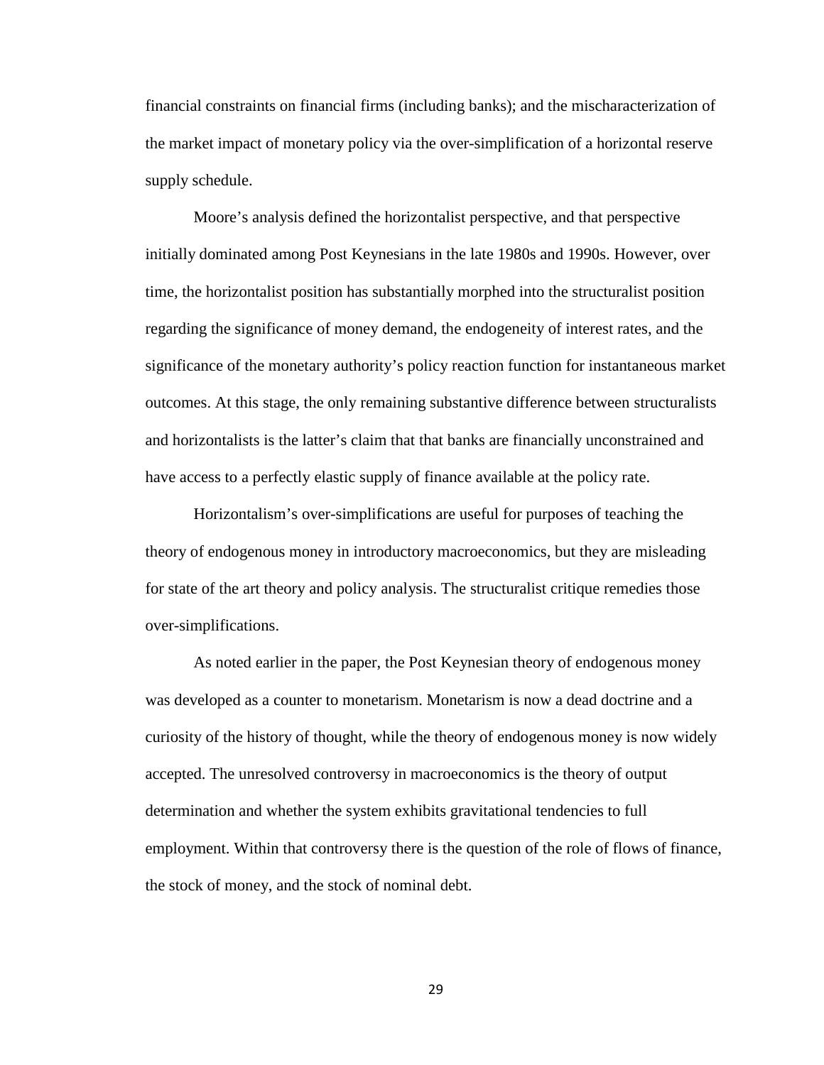financial constraints on financial firms (including banks); and the mischaracterization of the market impact of monetary policy via the over-simplification of a horizontal reserve supply schedule.

Moore's analysis defined the horizontalist perspective, and that perspective initially dominated among Post Keynesians in the late 1980s and 1990s. However, over time, the horizontalist position has substantially morphed into the structuralist position regarding the significance of money demand, the endogeneity of interest rates, and the significance of the monetary authority's policy reaction function for instantaneous market outcomes. At this stage, the only remaining substantive difference between structuralists and horizontalists is the latter's claim that that banks are financially unconstrained and have access to a perfectly elastic supply of finance available at the policy rate.

Horizontalism's over-simplifications are useful for purposes of teaching the theory of endogenous money in introductory macroeconomics, but they are misleading for state of the art theory and policy analysis. The structuralist critique remedies those over-simplifications.

As noted earlier in the paper, the Post Keynesian theory of endogenous money was developed as a counter to monetarism. Monetarism is now a dead doctrine and a curiosity of the history of thought, while the theory of endogenous money is now widely accepted. The unresolved controversy in macroeconomics is the theory of output determination and whether the system exhibits gravitational tendencies to full employment. Within that controversy there is the question of the role of flows of finance, the stock of money, and the stock of nominal debt.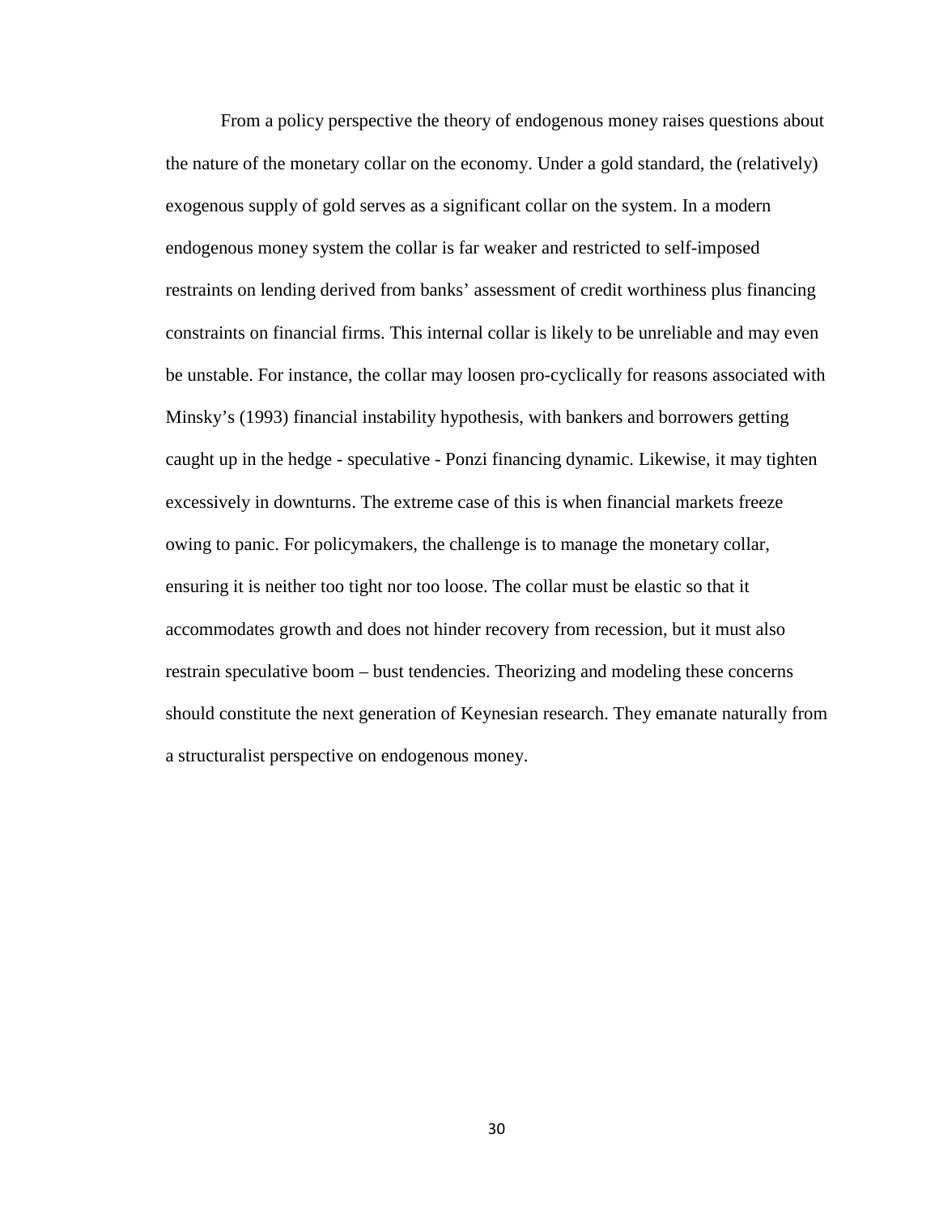From a policy perspective the theory of endogenous money raises questions about the nature of the monetary collar on the economy. Under a gold standard, the (relatively) exogenous supply of gold serves as a significant collar on the system. In a modern endogenous money system the collar is far weaker and restricted to self-imposed restraints on lending derived from banks' assessment of credit worthiness plus financing constraints on financial firms. This internal collar is likely to be unreliable and may even be unstable. For instance, the collar may loosen pro-cyclically for reasons associated with Minsky's (1993) financial instability hypothesis, with bankers and borrowers getting caught up in the hedge - speculative - Ponzi financing dynamic. Likewise, it may tighten excessively in downturns. The extreme case of this is when financial markets freeze owing to panic. For policymakers, the challenge is to manage the monetary collar, ensuring it is neither too tight nor too loose. The collar must be elastic so that it accommodates growth and does not hinder recovery from recession, but it must also restrain speculative boom – bust tendencies. Theorizing and modeling these concerns should constitute the next generation of Keynesian research. They emanate naturally from a structuralist perspective on endogenous money.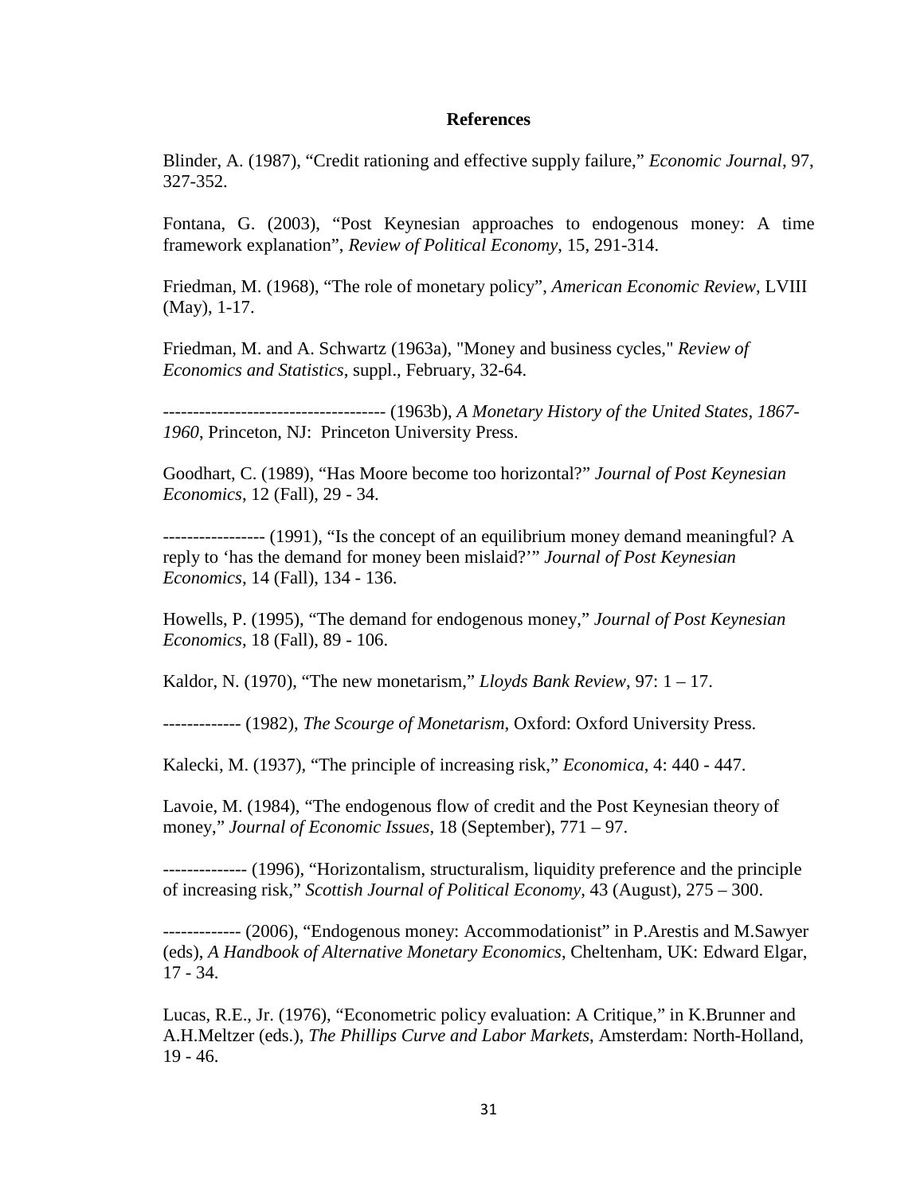## References

Blinder, A. (1987), "Credit rationing and effective supply failure," *Economic Journal*, 97, 327-352.

Fontana, G. (2003), "Post Keynesian approaches to endogenous money: A time framework explanation", *Review of Political Economy*, 15, 291-314.

Friedman, M. (1968), "The role of monetary policy", *American Economic Review*, LVIII (May), 1-17.

Friedman, M. and A. Schwartz (1963a), "Money and business cycles," *Review of Economics and Statistics*, suppl., February, 32-64.

------------------------------------ (1963b), *A Monetary History of the United States, 1867-1960*, Princeton, NJ: Princeton University Press.

Goodhart, C. (1989), "Has Moore become too horizontal?" *Journal of Post Keynesian Economics*, 12 (Fall), 29 - 34.

----------------- (1991), "Is the concept of an equilibrium money demand meaningful? A reply to 'has the demand for money been mislaid?'" *Journal of Post Keynesian Economics*, 14 (Fall), 134 - 136.

Howells, P. (1995), "The demand for endogenous money," *Journal of Post Keynesian Economics*, 18 (Fall), 89 - 106.

Kaldor, N. (1970), "The new monetarism," *Lloyds Bank Review*, 97: 1 – 17.

------------- (1982), *The Scourge of Monetarism*, Oxford: Oxford University Press.

Kalecki, M. (1937), "The principle of increasing risk," *Economica*, 4: 440 - 447.

Lavoie, M. (1984), "The endogenous flow of credit and the Post Keynesian theory of money," *Journal of Economic Issues*, 18 (September), 771 – 97.

-------------- (1996), "Horizontalism, structuralism, liquidity preference and the principle of increasing risk," *Scottish Journal of Political Economy*, 43 (August), 275 – 300.

------------- (2006), "Endogenous money: Accommodationist" in P.Arestis and M.Sawyer (eds), *A Handbook of Alternative Monetary Economics*, Cheltenham, UK: Edward Elgar, 17 - 34.

Lucas, R.E., Jr. (1976), "Econometric policy evaluation: A Critique," in K.Brunner and A.H.Meltzer (eds.), *The Phillips Curve and Labor Markets*, Amsterdam: North-Holland, 19 - 46.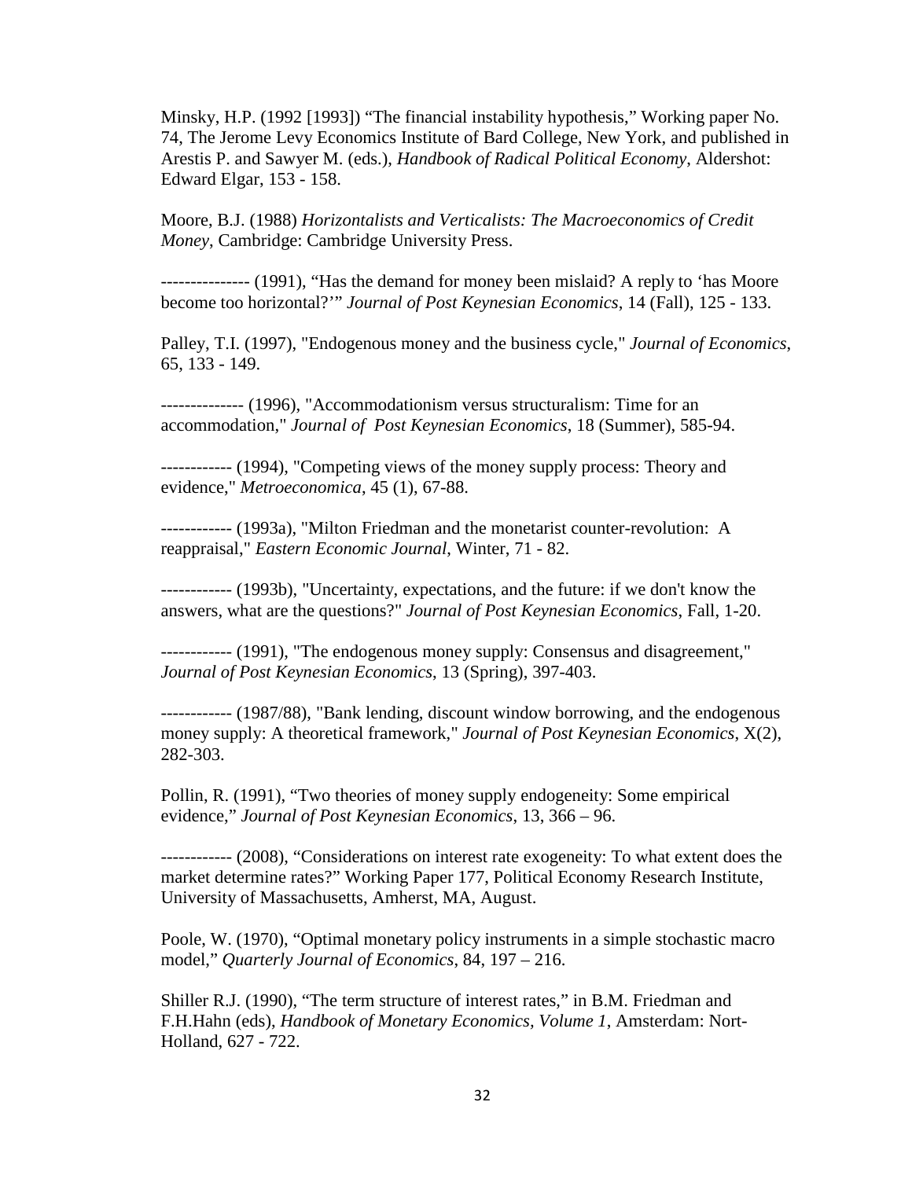Minsky, H.P. (1992 [1993]) “The financial instability hypothesis,” Working paper No. 74, The Jerome Levy Economics Institute of Bard College, New York, and published in Arestis P. and Sawyer M. (eds.), *Handbook of Radical Political Economy*, Aldershot: Edward Elgar, 153 - 158.

Moore, B.J. (1988) *Horizontalists and Verticalists: The Macroeconomics of Credit Money*, Cambridge: Cambridge University Press.

--------------- (1991), “Has the demand for money been mislaid? A reply to ‘has Moore become too horizontal?’” *Journal of Post Keynesian Economics*, 14 (Fall), 125 - 133.

Palley, T.I. (1997), "Endogenous money and the business cycle," *Journal of Economics*, 65, 133 - 149.

-------------- (1996), "Accommodationism versus structuralism: Time for an accommodation," *Journal of Post Keynesian Economics*, 18 (Summer), 585-94.

------------ (1994), "Competing views of the money supply process: Theory and evidence," *Metroeconomica*, 45 (1), 67-88.

------------ (1993a), "Milton Friedman and the monetarist counter-revolution: A reappraisal," *Eastern Economic Journal*, Winter, 71 - 82.

------------ (1993b), "Uncertainty, expectations, and the future: if we don't know the answers, what are the questions?" *Journal of Post Keynesian Economics*, Fall, 1-20.

------------ (1991), "The endogenous money supply: Consensus and disagreement," *Journal of Post Keynesian Economics*, 13 (Spring), 397-403.

------------ (1987/88), "Bank lending, discount window borrowing, and the endogenous money supply: A theoretical framework," *Journal of Post Keynesian Economics*, X(2), 282-303.

Pollin, R. (1991), “Two theories of money supply endogeneity: Some empirical evidence,” *Journal of Post Keynesian Economics*, 13, 366 – 96.

------------ (2008), “Considerations on interest rate exogeneity: To what extent does the market determine rates?” Working Paper 177, Political Economy Research Institute, University of Massachusetts, Amherst, MA, August.

Poole, W. (1970), “Optimal monetary policy instruments in a simple stochastic macro model,” *Quarterly Journal of Economics*, 84, 197 – 216.

Shiller R.J. (1990), “The term structure of interest rates,” in B.M. Friedman and F.H.Hahn (eds), *Handbook of Monetary Economics, Volume 1*, Amsterdam: Nort-Holland, 627 - 722.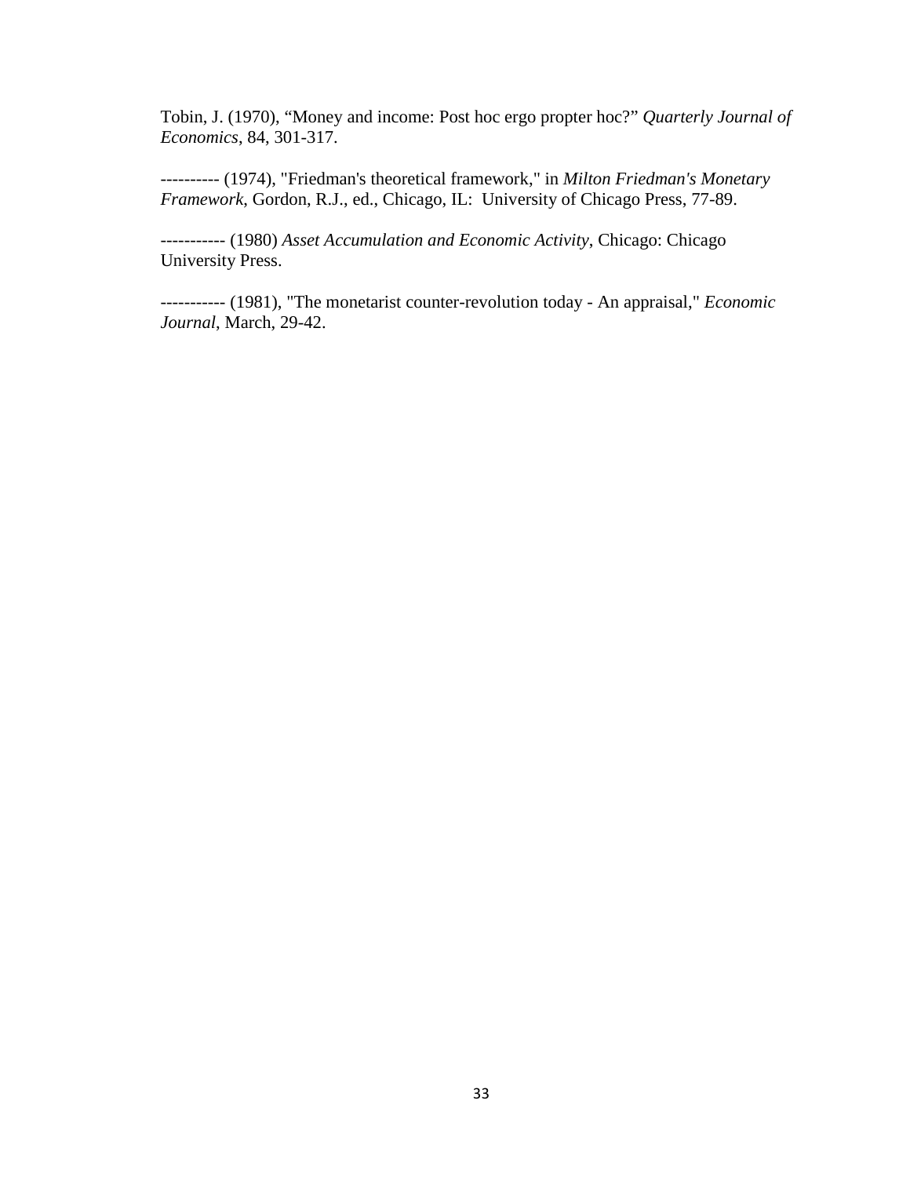Tobin, J. (1970), "Money and income: Post hoc ergo propter hoc?" *Quarterly Journal of Economics*, 84, 301-317.

---------- (1974), "Friedman's theoretical framework," in *Milton Friedman's Monetary Framework*, Gordon, R.J., ed., Chicago, IL: University of Chicago Press, 77-89.

----------- (1980) *Asset Accumulation and Economic Activity*, Chicago: Chicago University Press.

----------- (1981), "The monetarist counter-revolution today - An appraisal," *Economic Journal*, March, 29-42.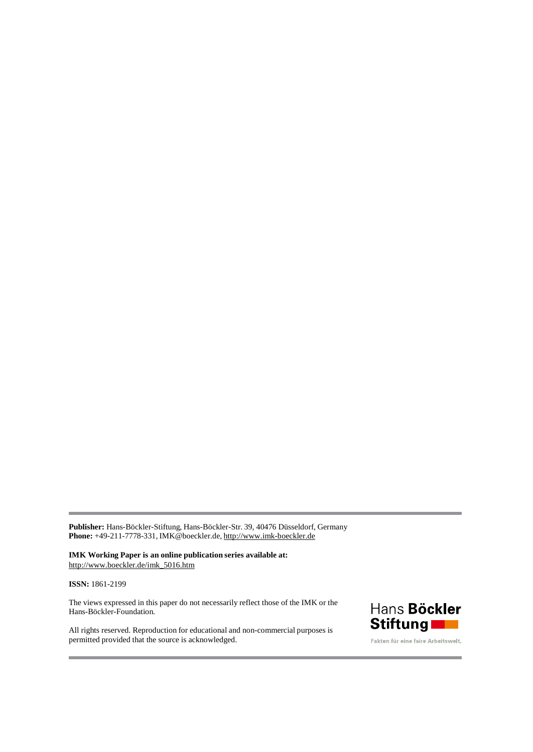**Publisher:** Hans-Böckler-Stiftung, Hans-Böckler-Str. 39, 40476 Düsseldorf, Germany
**Phone:** +49-211-7778-331, IMK@boeckler.de, http://www.imk-boeckler.de

**IMK Working Paper is an online publication series available at:**
http://www.boeckler.de/imk_5016.htm

**ISSN:** 1861-2199

The views expressed in this paper do not necessarily reflect those of the IMK or the Hans-Böckler-Foundation.

All rights reserved. Reproduction for educational and non-commercial purposes is permitted provided that the source is acknowledged.

Hans **Böckler**
**Stiftung**

Fakten für eine faire Arbeitswelt.